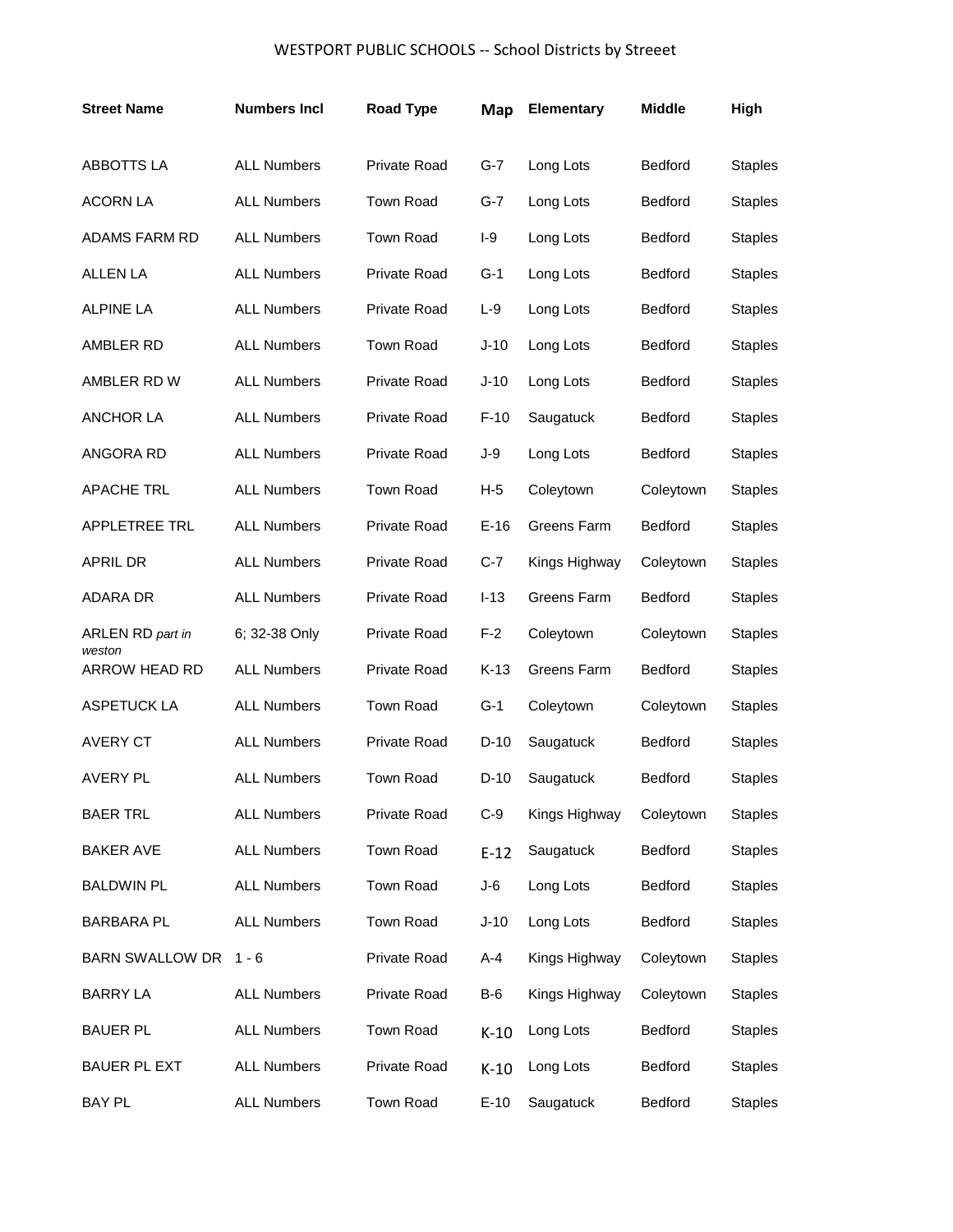# WESTPORT PUBLIC SCHOOLS -- School Districts by Streeet

| Street Name | Numbers Incl | Road Type | Map | Elementary | Middle | High |
|---|---|---|---|---|---|---|
| ABBOTTS LA | ALL Numbers | Private Road | G-7 | Long Lots | Bedford | Staples |
| ACORN LA | ALL Numbers | Town Road | G-7 | Long Lots | Bedford | Staples |
| ADAMS FARM RD | ALL Numbers | Town Road | I-9 | Long Lots | Bedford | Staples |
| ALLEN LA | ALL Numbers | Private Road | G-1 | Long Lots | Bedford | Staples |
| ALPINE LA | ALL Numbers | Private Road | L-9 | Long Lots | Bedford | Staples |
| AMBLER RD | ALL Numbers | Town Road | J-10 | Long Lots | Bedford | Staples |
| AMBLER RD W | ALL Numbers | Private Road | J-10 | Long Lots | Bedford | Staples |
| ANCHOR LA | ALL Numbers | Private Road | F-10 | Saugatuck | Bedford | Staples |
| ANGORA RD | ALL Numbers | Private Road | J-9 | Long Lots | Bedford | Staples |
| APACHE TRL | ALL Numbers | Town Road | H-5 | Coleytown | Coleytown | Staples |
| APPLETREE TRL | ALL Numbers | Private Road | E-16 | Greens Farm | Bedford | Staples |
| APRIL DR | ALL Numbers | Private Road | C-7 | Kings Highway | Coleytown | Staples |
| ADARA DR | ALL Numbers | Private Road | I-13 | Greens Farm | Bedford | Staples |
| ARLEN RD *part in weston* | 6; 32-38 Only | Private Road | F-2 | Coleytown | Coleytown | Staples |
| ARROW HEAD RD | ALL Numbers | Private Road | K-13 | Greens Farm | Bedford | Staples |
| ASPETUCK LA | ALL Numbers | Town Road | G-1 | Coleytown | Coleytown | Staples |
| AVERY CT | ALL Numbers | Private Road | D-10 | Saugatuck | Bedford | Staples |
| AVERY PL | ALL Numbers | Town Road | D-10 | Saugatuck | Bedford | Staples |
| BAER TRL | ALL Numbers | Private Road | C-9 | Kings Highway | Coleytown | Staples |
| BAKER AVE | ALL Numbers | Town Road | E-12 | Saugatuck | Bedford | Staples |
| BALDWIN PL | ALL Numbers | Town Road | J-6 | Long Lots | Bedford | Staples |
| BARBARA PL | ALL Numbers | Town Road | J-10 | Long Lots | Bedford | Staples |
| BARN SWALLOW DR | 1 - 6 | Private Road | A-4 | Kings Highway | Coleytown | Staples |
| BARRY LA | ALL Numbers | Private Road | B-6 | Kings Highway | Coleytown | Staples |
| BAUER PL | ALL Numbers | Town Road | K-10 | Long Lots | Bedford | Staples |
| BAUER PL EXT | ALL Numbers | Private Road | K-10 | Long Lots | Bedford | Staples |
| BAY PL | ALL Numbers | Town Road | E-10 | Saugatuck | Bedford | Staples |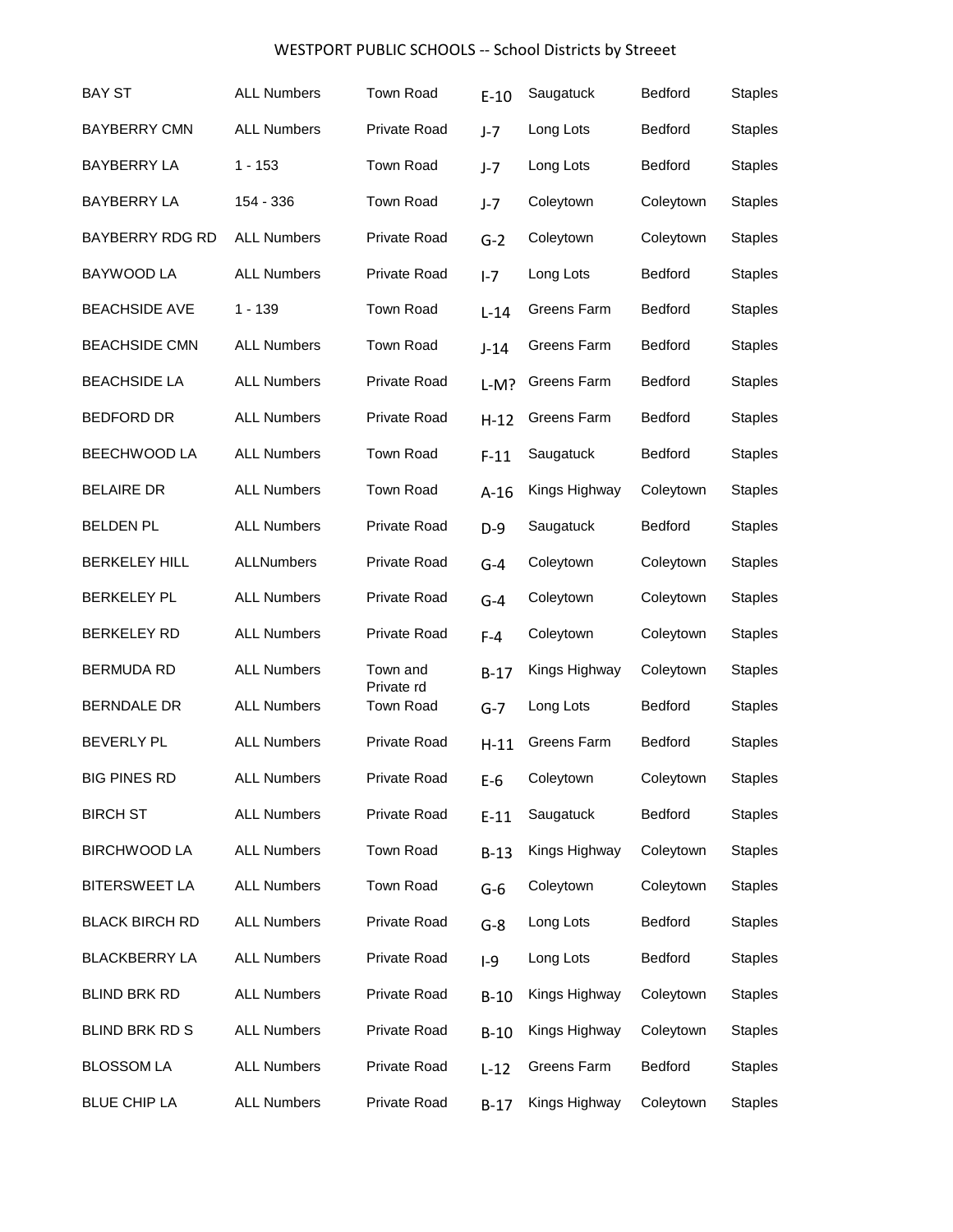| BAY ST | ALL Numbers | Town Road | E-10 | Saugatuck | Bedford | Staples |
|---|---|---|---|---|---|---|
| BAYBERRY CMN | ALL Numbers | Private Road | J-7 | Long Lots | Bedford | Staples |
| BAYBERRY LA | 1 - 153 | Town Road | J-7 | Long Lots | Bedford | Staples |
| BAYBERRY LA | 154 - 336 | Town Road | J-7 | Coleytown | Coleytown | Staples |
| BAYBERRY RDG RD | ALL Numbers | Private Road | G-2 | Coleytown | Coleytown | Staples |
| BAYWOOD LA | ALL Numbers | Private Road | I-7 | Long Lots | Bedford | Staples |
| BEACHSIDE AVE | 1 - 139 | Town Road | L-14 | Greens Farm | Bedford | Staples |
| BEACHSIDE CMN | ALL Numbers | Town Road | J-14 | Greens Farm | Bedford | Staples |
| BEACHSIDE LA | ALL Numbers | Private Road | L-M? | Greens Farm | Bedford | Staples |
| BEDFORD DR | ALL Numbers | Private Road | H-12 | Greens Farm | Bedford | Staples |
| BEECHWOOD LA | ALL Numbers | Town Road | F-11 | Saugatuck | Bedford | Staples |
| BELAIRE DR | ALL Numbers | Town Road | A-16 | Kings Highway | Coleytown | Staples |
| BELDEN PL | ALL Numbers | Private Road | D-9 | Saugatuck | Bedford | Staples |
| BERKELEY HILL | ALLNumbers | Private Road | G-4 | Coleytown | Coleytown | Staples |
| BERKELEY PL | ALL Numbers | Private Road | G-4 | Coleytown | Coleytown | Staples |
| BERKELEY RD | ALL Numbers | Private Road | F-4 | Coleytown | Coleytown | Staples |
| BERMUDA RD | ALL Numbers | Town and Private rd | B-17 | Kings Highway | Coleytown | Staples |
| BERNDALE DR | ALL Numbers | Town Road | G-7 | Long Lots | Bedford | Staples |
| BEVERLY PL | ALL Numbers | Private Road | H-11 | Greens Farm | Bedford | Staples |
| BIG PINES RD | ALL Numbers | Private Road | E-6 | Coleytown | Coleytown | Staples |
| BIRCH ST | ALL Numbers | Private Road | E-11 | Saugatuck | Bedford | Staples |
| BIRCHWOOD LA | ALL Numbers | Town Road | B-13 | Kings Highway | Coleytown | Staples |
| BITERSWEET LA | ALL Numbers | Town Road | G-6 | Coleytown | Coleytown | Staples |
| BLACK BIRCH RD | ALL Numbers | Private Road | G-8 | Long Lots | Bedford | Staples |
| BLACKBERRY LA | ALL Numbers | Private Road | I-9 | Long Lots | Bedford | Staples |
| BLIND BRK RD | ALL Numbers | Private Road | B-10 | Kings Highway | Coleytown | Staples |
| BLIND BRK RD S | ALL Numbers | Private Road | B-10 | Kings Highway | Coleytown | Staples |
| BLOSSOM LA | ALL Numbers | Private Road | L-12 | Greens Farm | Bedford | Staples |
| BLUE CHIP LA | ALL Numbers | Private Road | B-17 | Kings Highway | Coleytown | Staples |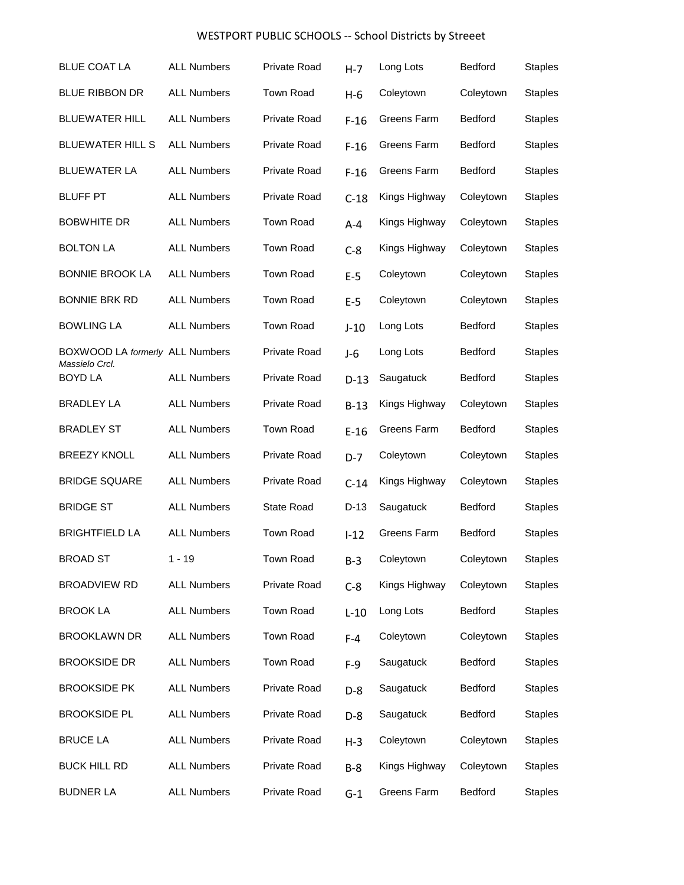| | | | | | | |
|---|---|---|---|---|---|---|
| BLUE COAT LA | ALL Numbers | Private Road | H-7 | Long Lots | Bedford | Staples |
| BLUE RIBBON DR | ALL Numbers | Town Road | H-6 | Coleytown | Coleytown | Staples |
| BLUEWATER HILL | ALL Numbers | Private Road | F-16 | Greens Farm | Bedford | Staples |
| BLUEWATER HILL S | ALL Numbers | Private Road | F-16 | Greens Farm | Bedford | Staples |
| BLUEWATER LA | ALL Numbers | Private Road | F-16 | Greens Farm | Bedford | Staples |
| BLUFF PT | ALL Numbers | Private Road | C-18 | Kings Highway | Coleytown | Staples |
| BOBWHITE DR | ALL Numbers | Town Road | A-4 | Kings Highway | Coleytown | Staples |
| BOLTON LA | ALL Numbers | Town Road | C-8 | Kings Highway | Coleytown | Staples |
| BONNIE BROOK LA | ALL Numbers | Town Road | E-5 | Coleytown | Coleytown | Staples |
| BONNIE BRK RD | ALL Numbers | Town Road | E-5 | Coleytown | Coleytown | Staples |
| BOWLING LA | ALL Numbers | Town Road | J-10 | Long Lots | Bedford | Staples |
| BOXWOOD LA *formerly Massielo Crcl.* | ALL Numbers | Private Road | J-6 | Long Lots | Bedford | Staples |
| BOYD LA | ALL Numbers | Private Road | D-13 | Saugatuck | Bedford | Staples |
| BRADLEY LA | ALL Numbers | Private Road | B-13 | Kings Highway | Coleytown | Staples |
| BRADLEY ST | ALL Numbers | Town Road | E-16 | Greens Farm | Bedford | Staples |
| BREEZY KNOLL | ALL Numbers | Private Road | D-7 | Coleytown | Coleytown | Staples |
| BRIDGE SQUARE | ALL Numbers | Private Road | C-14 | Kings Highway | Coleytown | Staples |
| BRIDGE ST | ALL Numbers | State Road | D-13 | Saugatuck | Bedford | Staples |
| BRIGHTFIELD LA | ALL Numbers | Town Road | I-12 | Greens Farm | Bedford | Staples |
| BROAD ST | 1 - 19 | Town Road | B-3 | Coleytown | Coleytown | Staples |
| BROADVIEW RD | ALL Numbers | Private Road | C-8 | Kings Highway | Coleytown | Staples |
| BROOK LA | ALL Numbers | Town Road | L-10 | Long Lots | Bedford | Staples |
| BROOKLAWN DR | ALL Numbers | Town Road | F-4 | Coleytown | Coleytown | Staples |
| BROOKSIDE DR | ALL Numbers | Town Road | F-9 | Saugatuck | Bedford | Staples |
| BROOKSIDE PK | ALL Numbers | Private Road | D-8 | Saugatuck | Bedford | Staples |
| BROOKSIDE PL | ALL Numbers | Private Road | D-8 | Saugatuck | Bedford | Staples |
| BRUCE LA | ALL Numbers | Private Road | H-3 | Coleytown | Coleytown | Staples |
| BUCK HILL RD | ALL Numbers | Private Road | B-8 | Kings Highway | Coleytown | Staples |
| BUDNER LA | ALL Numbers | Private Road | G-1 | Greens Farm | Bedford | Staples |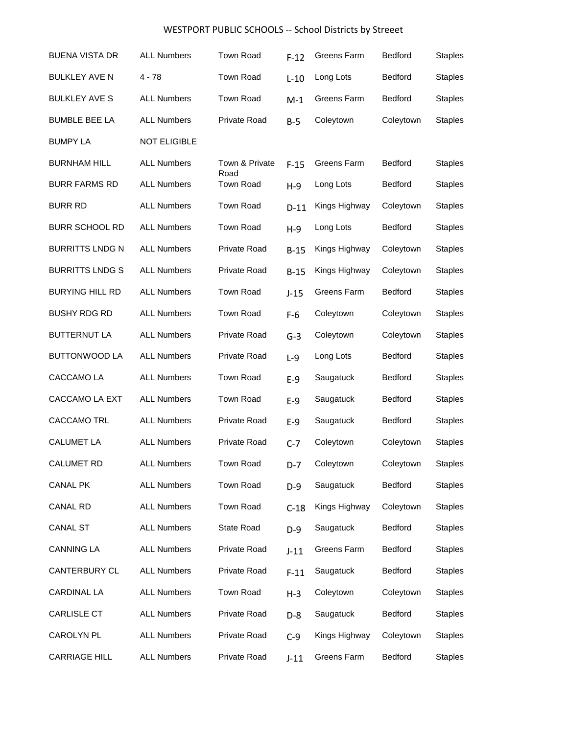WESTPORT PUBLIC SCHOOLS -- School Districts by Streeet

| | | | | | | |
|---|---|---|---|---|---|---|
| BUENA VISTA DR | ALL Numbers | Town Road | F-12 | Greens Farm | Bedford | Staples |
| BULKLEY AVE N | 4 - 78 | Town Road | L-10 | Long Lots | Bedford | Staples |
| BULKLEY AVE S | ALL Numbers | Town Road | M-1 | Greens Farm | Bedford | Staples |
| BUMBLE BEE LA | ALL Numbers | Private Road | B-5 | Coleytown | Coleytown | Staples |
| BUMPY LA | NOT ELIGIBLE | | | | | |
| BURNHAM HILL | ALL Numbers | Town & Private Road | F-15 | Greens Farm | Bedford | Staples |
| BURR FARMS RD | ALL Numbers | Town Road | H-9 | Long Lots | Bedford | Staples |
| BURR RD | ALL Numbers | Town Road | D-11 | Kings Highway | Coleytown | Staples |
| BURR SCHOOL RD | ALL Numbers | Town Road | H-9 | Long Lots | Bedford | Staples |
| BURRITTS LNDG N | ALL Numbers | Private Road | B-15 | Kings Highway | Coleytown | Staples |
| BURRITTS LNDG S | ALL Numbers | Private Road | B-15 | Kings Highway | Coleytown | Staples |
| BURYING HILL RD | ALL Numbers | Town Road | J-15 | Greens Farm | Bedford | Staples |
| BUSHY RDG RD | ALL Numbers | Town Road | F-6 | Coleytown | Coleytown | Staples |
| BUTTERNUT LA | ALL Numbers | Private Road | G-3 | Coleytown | Coleytown | Staples |
| BUTTONWOOD LA | ALL Numbers | Private Road | L-9 | Long Lots | Bedford | Staples |
| CACCAMO LA | ALL Numbers | Town Road | E-9 | Saugatuck | Bedford | Staples |
| CACCAMO LA EXT | ALL Numbers | Town Road | E-9 | Saugatuck | Bedford | Staples |
| CACCAMO TRL | ALL Numbers | Private Road | E-9 | Saugatuck | Bedford | Staples |
| CALUMET LA | ALL Numbers | Private Road | C-7 | Coleytown | Coleytown | Staples |
| CALUMET RD | ALL Numbers | Town Road | D-7 | Coleytown | Coleytown | Staples |
| CANAL PK | ALL Numbers | Town Road | D-9 | Saugatuck | Bedford | Staples |
| CANAL RD | ALL Numbers | Town Road | C-18 | Kings Highway | Coleytown | Staples |
| CANAL ST | ALL Numbers | State Road | D-9 | Saugatuck | Bedford | Staples |
| CANNING LA | ALL Numbers | Private Road | J-11 | Greens Farm | Bedford | Staples |
| CANTERBURY CL | ALL Numbers | Private Road | F-11 | Saugatuck | Bedford | Staples |
| CARDINAL LA | ALL Numbers | Town Road | H-3 | Coleytown | Coleytown | Staples |
| CARLISLE CT | ALL Numbers | Private Road | D-8 | Saugatuck | Bedford | Staples |
| CAROLYN PL | ALL Numbers | Private Road | C-9 | Kings Highway | Coleytown | Staples |
| CARRIAGE HILL | ALL Numbers | Private Road | J-11 | Greens Farm | Bedford | Staples |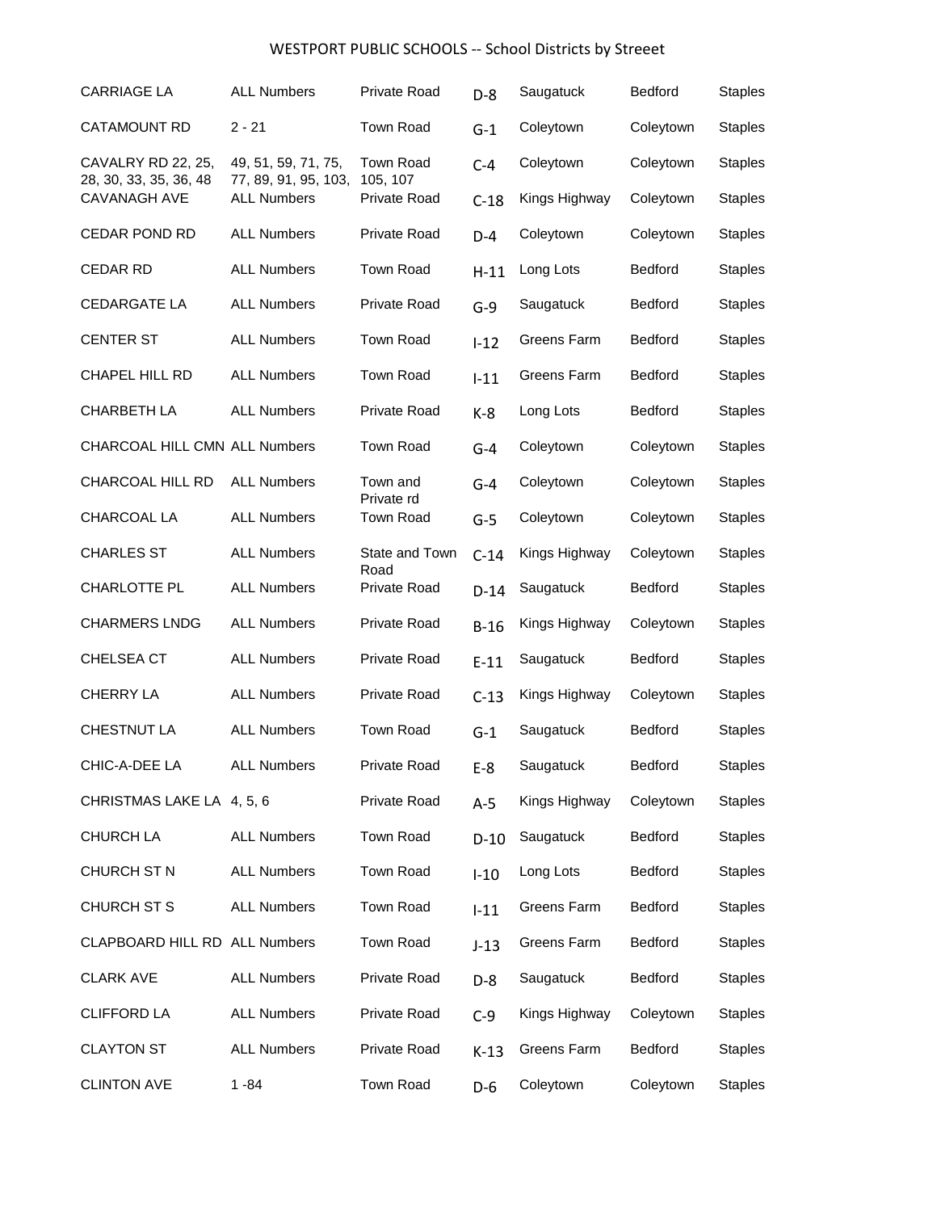| | | | | | | |
|---|---|---|---|---|---|---|
| CARRIAGE LA | ALL Numbers | Private Road | D-8 | Saugatuck | Bedford | Staples |
| CATAMOUNT RD | 2 - 21 | Town Road | G-1 | Coleytown | Coleytown | Staples |
| CAVALRY RD 22, 25, 28, 30, 33, 35, 36, 48 | 49, 51, 59, 71, 75, 77, 89, 91, 95, 103, | Town Road 105, 107 | C-4 | Coleytown | Coleytown | Staples |
| CAVANAGH AVE | ALL Numbers | Private Road | C-18 | Kings Highway | Coleytown | Staples |
| CEDAR POND RD | ALL Numbers | Private Road | D-4 | Coleytown | Coleytown | Staples |
| CEDAR RD | ALL Numbers | Town Road | H-11 | Long Lots | Bedford | Staples |
| CEDARGATE LA | ALL Numbers | Private Road | G-9 | Saugatuck | Bedford | Staples |
| CENTER ST | ALL Numbers | Town Road | I-12 | Greens Farm | Bedford | Staples |
| CHAPEL HILL RD | ALL Numbers | Town Road | I-11 | Greens Farm | Bedford | Staples |
| CHARBETH LA | ALL Numbers | Private Road | K-8 | Long Lots | Bedford | Staples |
| CHARCOAL HILL CMN | ALL Numbers | Town Road | G-4 | Coleytown | Coleytown | Staples |
| CHARCOAL HILL RD | ALL Numbers | Town and Private rd | G-4 | Coleytown | Coleytown | Staples |
| CHARCOAL LA | ALL Numbers | Town Road | G-5 | Coleytown | Coleytown | Staples |
| CHARLES ST | ALL Numbers | State and Town Road | C-14 | Kings Highway | Coleytown | Staples |
| CHARLOTTE PL | ALL Numbers | Private Road | D-14 | Saugatuck | Bedford | Staples |
| CHARMERS LNDG | ALL Numbers | Private Road | B-16 | Kings Highway | Coleytown | Staples |
| CHELSEA CT | ALL Numbers | Private Road | E-11 | Saugatuck | Bedford | Staples |
| CHERRY LA | ALL Numbers | Private Road | C-13 | Kings Highway | Coleytown | Staples |
| CHESTNUT LA | ALL Numbers | Town Road | G-1 | Saugatuck | Bedford | Staples |
| CHIC-A-DEE LA | ALL Numbers | Private Road | E-8 | Saugatuck | Bedford | Staples |
| CHRISTMAS LAKE LA | 4, 5, 6 | Private Road | A-5 | Kings Highway | Coleytown | Staples |
| CHURCH LA | ALL Numbers | Town Road | D-10 | Saugatuck | Bedford | Staples |
| CHURCH ST N | ALL Numbers | Town Road | I-10 | Long Lots | Bedford | Staples |
| CHURCH ST S | ALL Numbers | Town Road | I-11 | Greens Farm | Bedford | Staples |
| CLAPBOARD HILL RD | ALL Numbers | Town Road | J-13 | Greens Farm | Bedford | Staples |
| CLARK AVE | ALL Numbers | Private Road | D-8 | Saugatuck | Bedford | Staples |
| CLIFFORD LA | ALL Numbers | Private Road | C-9 | Kings Highway | Coleytown | Staples |
| CLAYTON ST | ALL Numbers | Private Road | K-13 | Greens Farm | Bedford | Staples |
| CLINTON AVE | 1 -84 | Town Road | D-6 | Coleytown | Coleytown | Staples |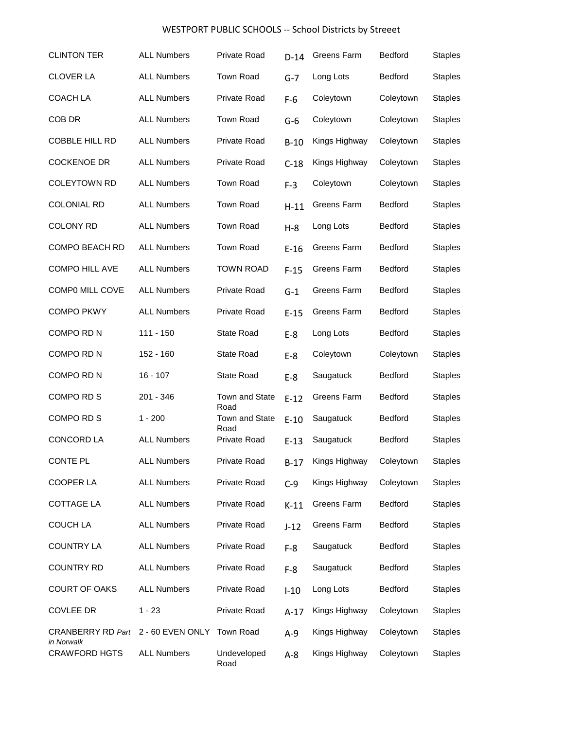# WESTPORT PUBLIC SCHOOLS -- School Districts by Streeet

| | | | | | | |
|---|---|---|---|---|---|---|
| CLINTON TER | ALL Numbers | Private Road | D-14 | Greens Farm | Bedford | Staples |
| CLOVER LA | ALL Numbers | Town Road | G-7 | Long Lots | Bedford | Staples |
| COACH LA | ALL Numbers | Private Road | F-6 | Coleytown | Coleytown | Staples |
| COB DR | ALL Numbers | Town Road | G-6 | Coleytown | Coleytown | Staples |
| COBBLE HILL RD | ALL Numbers | Private Road | B-10 | Kings Highway | Coleytown | Staples |
| COCKENOE DR | ALL Numbers | Private Road | C-18 | Kings Highway | Coleytown | Staples |
| COLEYTOWN RD | ALL Numbers | Town Road | F-3 | Coleytown | Coleytown | Staples |
| COLONIAL RD | ALL Numbers | Town Road | H-11 | Greens Farm | Bedford | Staples |
| COLONY RD | ALL Numbers | Town Road | H-8 | Long Lots | Bedford | Staples |
| COMPO BEACH RD | ALL Numbers | Town Road | E-16 | Greens Farm | Bedford | Staples |
| COMPO HILL AVE | ALL Numbers | TOWN ROAD | F-15 | Greens Farm | Bedford | Staples |
| COMP0 MILL COVE | ALL Numbers | Private Road | G-1 | Greens Farm | Bedford | Staples |
| COMPO PKWY | ALL Numbers | Private Road | E-15 | Greens Farm | Bedford | Staples |
| COMPO RD N | 111 - 150 | State Road | E-8 | Long Lots | Bedford | Staples |
| COMPO RD N | 152 - 160 | State Road | E-8 | Coleytown | Coleytown | Staples |
| COMPO RD N | 16 - 107 | State Road | E-8 | Saugatuck | Bedford | Staples |
| COMPO RD S | 201 - 346 | Town and State Road | E-12 | Greens Farm | Bedford | Staples |
| COMPO RD S | 1 - 200 | Town and State Road | E-10 | Saugatuck | Bedford | Staples |
| CONCORD LA | ALL Numbers | Private Road | E-13 | Saugatuck | Bedford | Staples |
| CONTE PL | ALL Numbers | Private Road | B-17 | Kings Highway | Coleytown | Staples |
| COOPER LA | ALL Numbers | Private Road | C-9 | Kings Highway | Coleytown | Staples |
| COTTAGE LA | ALL Numbers | Private Road | K-11 | Greens Farm | Bedford | Staples |
| COUCH LA | ALL Numbers | Private Road | J-12 | Greens Farm | Bedford | Staples |
| COUNTRY LA | ALL Numbers | Private Road | F-8 | Saugatuck | Bedford | Staples |
| COUNTRY RD | ALL Numbers | Private Road | F-8 | Saugatuck | Bedford | Staples |
| COURT OF OAKS | ALL Numbers | Private Road | I-10 | Long Lots | Bedford | Staples |
| COVLEE DR | 1 - 23 | Private Road | A-17 | Kings Highway | Coleytown | Staples |
| CRANBERRY RD *Part in Norwalk* | 2 - 60 EVEN ONLY | Town Road | A-9 | Kings Highway | Coleytown | Staples |
| CRAWFORD HGTS | ALL Numbers | Undeveloped Road | A-8 | Kings Highway | Coleytown | Staples |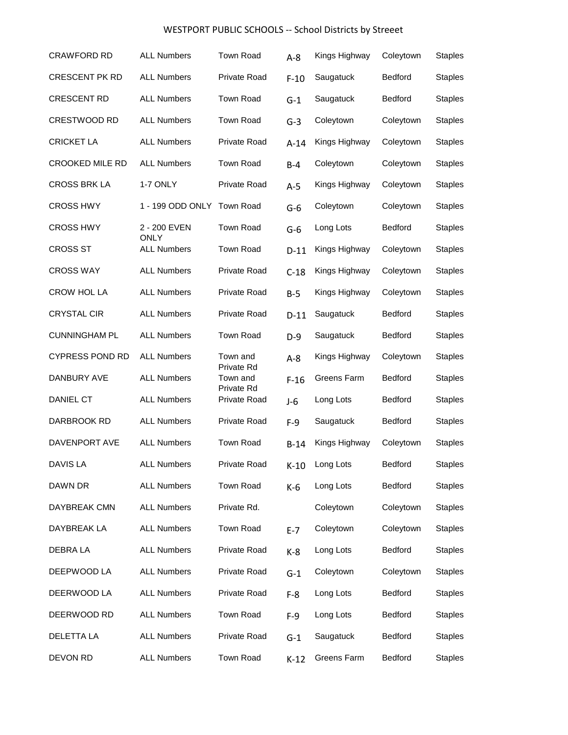# WESTPORT PUBLIC SCHOOLS -- School Districts by Streeet

| | | | | | | |
|---|---|---|---|---|---|---|
| CRAWFORD RD | ALL Numbers | Town Road | A-8 | Kings Highway | Coleytown | Staples |
| CRESCENT PK RD | ALL Numbers | Private Road | F-10 | Saugatuck | Bedford | Staples |
| CRESCENT RD | ALL Numbers | Town Road | G-1 | Saugatuck | Bedford | Staples |
| CRESTWOOD RD | ALL Numbers | Town Road | G-3 | Coleytown | Coleytown | Staples |
| CRICKET LA | ALL Numbers | Private Road | A-14 | Kings Highway | Coleytown | Staples |
| CROOKED MILE RD | ALL Numbers | Town Road | B-4 | Coleytown | Coleytown | Staples |
| CROSS BRK LA | 1-7 ONLY | Private Road | A-5 | Kings Highway | Coleytown | Staples |
| CROSS HWY | 1 - 199 ODD ONLY | Town Road | G-6 | Coleytown | Coleytown | Staples |
| CROSS HWY | 2 - 200 EVEN ONLY | Town Road | G-6 | Long Lots | Bedford | Staples |
| CROSS ST | ALL Numbers | Town Road | D-11 | Kings Highway | Coleytown | Staples |
| CROSS WAY | ALL Numbers | Private Road | C-18 | Kings Highway | Coleytown | Staples |
| CROW HOL LA | ALL Numbers | Private Road | B-5 | Kings Highway | Coleytown | Staples |
| CRYSTAL CIR | ALL Numbers | Private Road | D-11 | Saugatuck | Bedford | Staples |
| CUNNINGHAM PL | ALL Numbers | Town Road | D-9 | Saugatuck | Bedford | Staples |
| CYPRESS POND RD | ALL Numbers | Town and Private Rd | A-8 | Kings Highway | Coleytown | Staples |
| DANBURY AVE | ALL Numbers | Town and Private Rd | F-16 | Greens Farm | Bedford | Staples |
| DANIEL CT | ALL Numbers | Private Road | J-6 | Long Lots | Bedford | Staples |
| DARBROOK RD | ALL Numbers | Private Road | F-9 | Saugatuck | Bedford | Staples |
| DAVENPORT AVE | ALL Numbers | Town Road | B-14 | Kings Highway | Coleytown | Staples |
| DAVIS LA | ALL Numbers | Private Road | K-10 | Long Lots | Bedford | Staples |
| DAWN DR | ALL Numbers | Town Road | K-6 | Long Lots | Bedford | Staples |
| DAYBREAK CMN | ALL Numbers | Private Rd. | | Coleytown | Coleytown | Staples |
| DAYBREAK LA | ALL Numbers | Town Road | E-7 | Coleytown | Coleytown | Staples |
| DEBRA LA | ALL Numbers | Private Road | K-8 | Long Lots | Bedford | Staples |
| DEEPWOOD LA | ALL Numbers | Private Road | G-1 | Coleytown | Coleytown | Staples |
| DEERWOOD LA | ALL Numbers | Private Road | F-8 | Long Lots | Bedford | Staples |
| DEERWOOD RD | ALL Numbers | Town Road | F-9 | Long Lots | Bedford | Staples |
| DELETTA LA | ALL Numbers | Private Road | G-1 | Saugatuck | Bedford | Staples |
| DEVON RD | ALL Numbers | Town Road | K-12 | Greens Farm | Bedford | Staples |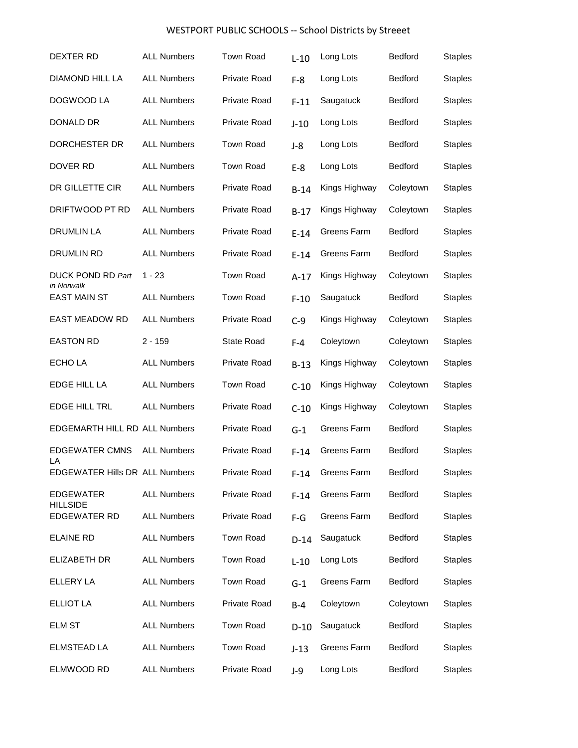# WESTPORT PUBLIC SCHOOLS -- School Districts by Streeet

| | | | | | | |
|---|---|---|---|---|---|---|
| DEXTER RD | ALL Numbers | Town Road | L-10 | Long Lots | Bedford | Staples |
| DIAMOND HILL LA | ALL Numbers | Private Road | F-8 | Long Lots | Bedford | Staples |
| DOGWOOD LA | ALL Numbers | Private Road | F-11 | Saugatuck | Bedford | Staples |
| DONALD DR | ALL Numbers | Private Road | J-10 | Long Lots | Bedford | Staples |
| DORCHESTER DR | ALL Numbers | Town Road | J-8 | Long Lots | Bedford | Staples |
| DOVER RD | ALL Numbers | Town Road | E-8 | Long Lots | Bedford | Staples |
| DR GILLETTE CIR | ALL Numbers | Private Road | B-14 | Kings Highway | Coleytown | Staples |
| DRIFTWOOD PT RD | ALL Numbers | Private Road | B-17 | Kings Highway | Coleytown | Staples |
| DRUMLIN LA | ALL Numbers | Private Road | E-14 | Greens Farm | Bedford | Staples |
| DRUMLIN RD | ALL Numbers | Private Road | E-14 | Greens Farm | Bedford | Staples |
| DUCK POND RD *Part in Norwalk* | 1 - 23 | Town Road | A-17 | Kings Highway | Coleytown | Staples |
| EAST MAIN ST | ALL Numbers | Town Road | F-10 | Saugatuck | Bedford | Staples |
| EAST MEADOW RD | ALL Numbers | Private Road | C-9 | Kings Highway | Coleytown | Staples |
| EASTON RD | 2 - 159 | State Road | F-4 | Coleytown | Coleytown | Staples |
| ECHO LA | ALL Numbers | Private Road | B-13 | Kings Highway | Coleytown | Staples |
| EDGE HILL LA | ALL Numbers | Town Road | C-10 | Kings Highway | Coleytown | Staples |
| EDGE HILL TRL | ALL Numbers | Private Road | C-10 | Kings Highway | Coleytown | Staples |
| EDGEMARTH HILL RD | ALL Numbers | Private Road | G-1 | Greens Farm | Bedford | Staples |
| EDGEWATER CMNS LA | ALL Numbers | Private Road | F-14 | Greens Farm | Bedford | Staples |
| EDGEWATER Hills DR | ALL Numbers | Private Road | F-14 | Greens Farm | Bedford | Staples |
| EDGEWATER HILLSIDE | ALL Numbers | Private Road | F-14 | Greens Farm | Bedford | Staples |
| EDGEWATER RD | ALL Numbers | Private Road | F-G | Greens Farm | Bedford | Staples |
| ELAINE RD | ALL Numbers | Town Road | D-14 | Saugatuck | Bedford | Staples |
| ELIZABETH DR | ALL Numbers | Town Road | L-10 | Long Lots | Bedford | Staples |
| ELLERY LA | ALL Numbers | Town Road | G-1 | Greens Farm | Bedford | Staples |
| ELLIOT LA | ALL Numbers | Private Road | B-4 | Coleytown | Coleytown | Staples |
| ELM ST | ALL Numbers | Town Road | D-10 | Saugatuck | Bedford | Staples |
| ELMSTEAD LA | ALL Numbers | Town Road | J-13 | Greens Farm | Bedford | Staples |
| ELMWOOD RD | ALL Numbers | Private Road | J-9 | Long Lots | Bedford | Staples |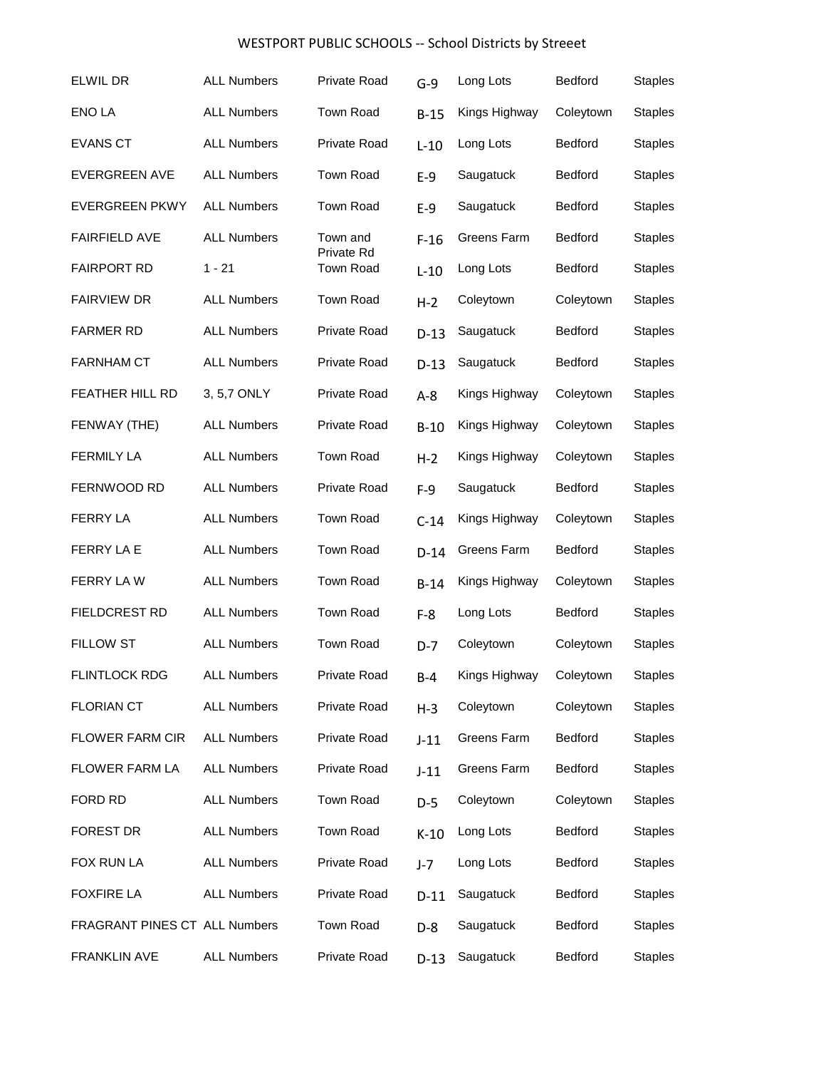# WESTPORT PUBLIC SCHOOLS -- School Districts by Streeet

| | | | | | | |
|---|---|---|---|---|---|---|
| ELWIL DR | ALL Numbers | Private Road | G-9 | Long Lots | Bedford | Staples |
| ENO LA | ALL Numbers | Town Road | B-15 | Kings Highway | Coleytown | Staples |
| EVANS CT | ALL Numbers | Private Road | L-10 | Long Lots | Bedford | Staples |
| EVERGREEN AVE | ALL Numbers | Town Road | E-9 | Saugatuck | Bedford | Staples |
| EVERGREEN PKWY | ALL Numbers | Town Road | E-9 | Saugatuck | Bedford | Staples |
| FAIRFIELD AVE | ALL Numbers | Town and Private Rd | F-16 | Greens Farm | Bedford | Staples |
| FAIRPORT RD | 1 - 21 | Town Road | L-10 | Long Lots | Bedford | Staples |
| FAIRVIEW DR | ALL Numbers | Town Road | H-2 | Coleytown | Coleytown | Staples |
| FARMER RD | ALL Numbers | Private Road | D-13 | Saugatuck | Bedford | Staples |
| FARNHAM CT | ALL Numbers | Private Road | D-13 | Saugatuck | Bedford | Staples |
| FEATHER HILL RD | 3, 5,7 ONLY | Private Road | A-8 | Kings Highway | Coleytown | Staples |
| FENWAY (THE) | ALL Numbers | Private Road | B-10 | Kings Highway | Coleytown | Staples |
| FERMILY LA | ALL Numbers | Town Road | H-2 | Kings Highway | Coleytown | Staples |
| FERNWOOD RD | ALL Numbers | Private Road | F-9 | Saugatuck | Bedford | Staples |
| FERRY LA | ALL Numbers | Town Road | C-14 | Kings Highway | Coleytown | Staples |
| FERRY LA E | ALL Numbers | Town Road | D-14 | Greens Farm | Bedford | Staples |
| FERRY LA W | ALL Numbers | Town Road | B-14 | Kings Highway | Coleytown | Staples |
| FIELDCREST RD | ALL Numbers | Town Road | F-8 | Long Lots | Bedford | Staples |
| FILLOW ST | ALL Numbers | Town Road | D-7 | Coleytown | Coleytown | Staples |
| FLINTLOCK RDG | ALL Numbers | Private Road | B-4 | Kings Highway | Coleytown | Staples |
| FLORIAN CT | ALL Numbers | Private Road | H-3 | Coleytown | Coleytown | Staples |
| FLOWER FARM CIR | ALL Numbers | Private Road | J-11 | Greens Farm | Bedford | Staples |
| FLOWER FARM LA | ALL Numbers | Private Road | J-11 | Greens Farm | Bedford | Staples |
| FORD RD | ALL Numbers | Town Road | D-5 | Coleytown | Coleytown | Staples |
| FOREST DR | ALL Numbers | Town Road | K-10 | Long Lots | Bedford | Staples |
| FOX RUN LA | ALL Numbers | Private Road | J-7 | Long Lots | Bedford | Staples |
| FOXFIRE LA | ALL Numbers | Private Road | D-11 | Saugatuck | Bedford | Staples |
| FRAGRANT PINES CT | ALL Numbers | Town Road | D-8 | Saugatuck | Bedford | Staples |
| FRANKLIN AVE | ALL Numbers | Private Road | D-13 | Saugatuck | Bedford | Staples |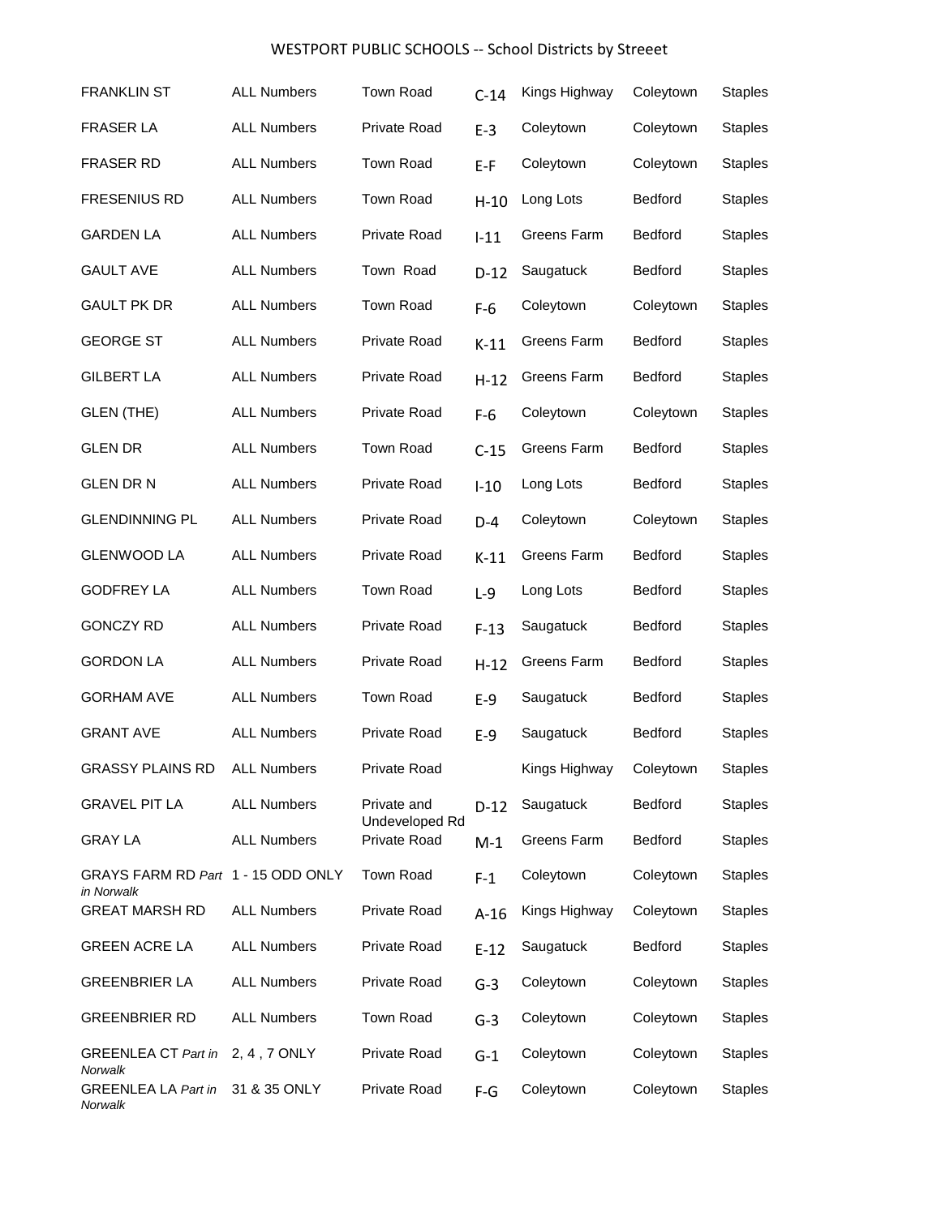# WESTPORT PUBLIC SCHOOLS -- School Districts by Streeet

| | | | | | | |
|---|---|---|---|---|---|---|
| FRANKLIN ST | ALL Numbers | Town Road | C-14 | Kings Highway | Coleytown | Staples |
| FRASER LA | ALL Numbers | Private Road | E-3 | Coleytown | Coleytown | Staples |
| FRASER RD | ALL Numbers | Town Road | E-F | Coleytown | Coleytown | Staples |
| FRESENIUS RD | ALL Numbers | Town Road | H-10 | Long Lots | Bedford | Staples |
| GARDEN LA | ALL Numbers | Private Road | I-11 | Greens Farm | Bedford | Staples |
| GAULT AVE | ALL Numbers | Town Road | D-12 | Saugatuck | Bedford | Staples |
| GAULT PK DR | ALL Numbers | Town Road | F-6 | Coleytown | Coleytown | Staples |
| GEORGE ST | ALL Numbers | Private Road | K-11 | Greens Farm | Bedford | Staples |
| GILBERT LA | ALL Numbers | Private Road | H-12 | Greens Farm | Bedford | Staples |
| GLEN (THE) | ALL Numbers | Private Road | F-6 | Coleytown | Coleytown | Staples |
| GLEN DR | ALL Numbers | Town Road | C-15 | Greens Farm | Bedford | Staples |
| GLEN DR N | ALL Numbers | Private Road | I-10 | Long Lots | Bedford | Staples |
| GLENDINNING PL | ALL Numbers | Private Road | D-4 | Coleytown | Coleytown | Staples |
| GLENWOOD LA | ALL Numbers | Private Road | K-11 | Greens Farm | Bedford | Staples |
| GODFREY LA | ALL Numbers | Town Road | L-9 | Long Lots | Bedford | Staples |
| GONCZY RD | ALL Numbers | Private Road | F-13 | Saugatuck | Bedford | Staples |
| GORDON LA | ALL Numbers | Private Road | H-12 | Greens Farm | Bedford | Staples |
| GORHAM AVE | ALL Numbers | Town Road | E-9 | Saugatuck | Bedford | Staples |
| GRANT AVE | ALL Numbers | Private Road | E-9 | Saugatuck | Bedford | Staples |
| GRASSY PLAINS RD | ALL Numbers | Private Road | | Kings Highway | Coleytown | Staples |
| GRAVEL PIT LA | ALL Numbers | Private and Undeveloped Rd | D-12 | Saugatuck | Bedford | Staples |
| GRAY LA | ALL Numbers | Private Road | M-1 | Greens Farm | Bedford | Staples |
| GRAYS FARM RD *Part in Norwalk* | 1 - 15 ODD ONLY | Town Road | F-1 | Coleytown | Coleytown | Staples |
| GREAT MARSH RD | ALL Numbers | Private Road | A-16 | Kings Highway | Coleytown | Staples |
| GREEN ACRE LA | ALL Numbers | Private Road | E-12 | Saugatuck | Bedford | Staples |
| GREENBRIER LA | ALL Numbers | Private Road | G-3 | Coleytown | Coleytown | Staples |
| GREENBRIER RD | ALL Numbers | Town Road | G-3 | Coleytown | Coleytown | Staples |
| GREENLEA CT *Part in Norwalk* | 2, 4 , 7 ONLY | Private Road | G-1 | Coleytown | Coleytown | Staples |
| GREENLEA LA *Part in Norwalk* | 31 & 35 ONLY | Private Road | F-G | Coleytown | Coleytown | Staples |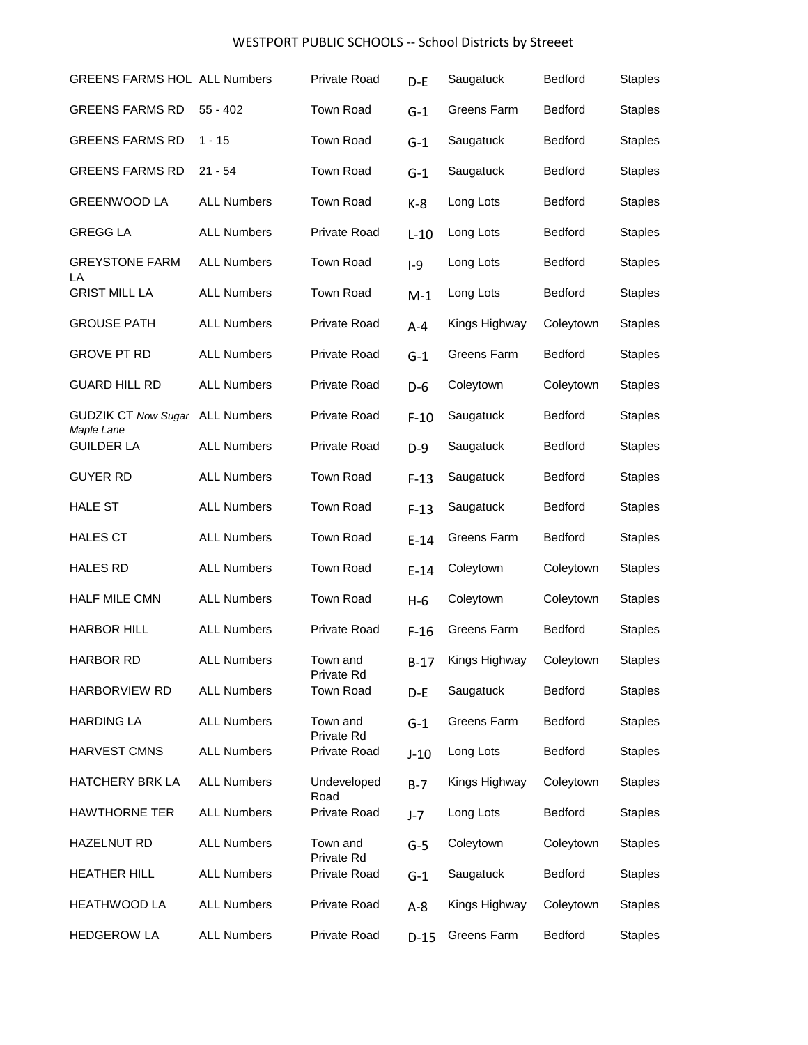WESTPORT PUBLIC SCHOOLS -- School Districts by Streeet

| | | | | | | |
|---|---|---|---|---|---|---|
| GREENS FARMS HOL | ALL Numbers | Private Road | D-E | Saugatuck | Bedford | Staples |
| GREENS FARMS RD | 55 - 402 | Town Road | G-1 | Greens Farm | Bedford | Staples |
| GREENS FARMS RD | 1 - 15 | Town Road | G-1 | Saugatuck | Bedford | Staples |
| GREENS FARMS RD | 21 - 54 | Town Road | G-1 | Saugatuck | Bedford | Staples |
| GREENWOOD LA | ALL Numbers | Town Road | K-8 | Long Lots | Bedford | Staples |
| GREGG LA | ALL Numbers | Private Road | L-10 | Long Lots | Bedford | Staples |
| GREYSTONE FARM LA | ALL Numbers | Town Road | I-9 | Long Lots | Bedford | Staples |
| GRIST MILL LA | ALL Numbers | Town Road | M-1 | Long Lots | Bedford | Staples |
| GROUSE PATH | ALL Numbers | Private Road | A-4 | Kings Highway | Coleytown | Staples |
| GROVE PT RD | ALL Numbers | Private Road | G-1 | Greens Farm | Bedford | Staples |
| GUARD HILL RD | ALL Numbers | Private Road | D-6 | Coleytown | Coleytown | Staples |
| GUDZIK CT *Now Sugar Maple Lane* | ALL Numbers | Private Road | F-10 | Saugatuck | Bedford | Staples |
| GUILDER LA | ALL Numbers | Private Road | D-9 | Saugatuck | Bedford | Staples |
| GUYER RD | ALL Numbers | Town Road | F-13 | Saugatuck | Bedford | Staples |
| HALE ST | ALL Numbers | Town Road | F-13 | Saugatuck | Bedford | Staples |
| HALES CT | ALL Numbers | Town Road | E-14 | Greens Farm | Bedford | Staples |
| HALES RD | ALL Numbers | Town Road | E-14 | Coleytown | Coleytown | Staples |
| HALF MILE CMN | ALL Numbers | Town Road | H-6 | Coleytown | Coleytown | Staples |
| HARBOR HILL | ALL Numbers | Private Road | F-16 | Greens Farm | Bedford | Staples |
| HARBOR RD | ALL Numbers | Town and Private Rd | B-17 | Kings Highway | Coleytown | Staples |
| HARBORVIEW RD | ALL Numbers | Town Road | D-E | Saugatuck | Bedford | Staples |
| HARDING LA | ALL Numbers | Town and Private Rd | G-1 | Greens Farm | Bedford | Staples |
| HARVEST CMNS | ALL Numbers | Private Road | J-10 | Long Lots | Bedford | Staples |
| HATCHERY BRK LA | ALL Numbers | Undeveloped Road | B-7 | Kings Highway | Coleytown | Staples |
| HAWTHORNE TER | ALL Numbers | Private Road | J-7 | Long Lots | Bedford | Staples |
| HAZELNUT RD | ALL Numbers | Town and Private Rd | G-5 | Coleytown | Coleytown | Staples |
| HEATHER HILL | ALL Numbers | Private Road | G-1 | Saugatuck | Bedford | Staples |
| HEATHWOOD LA | ALL Numbers | Private Road | A-8 | Kings Highway | Coleytown | Staples |
| HEDGEROW LA | ALL Numbers | Private Road | D-15 | Greens Farm | Bedford | Staples |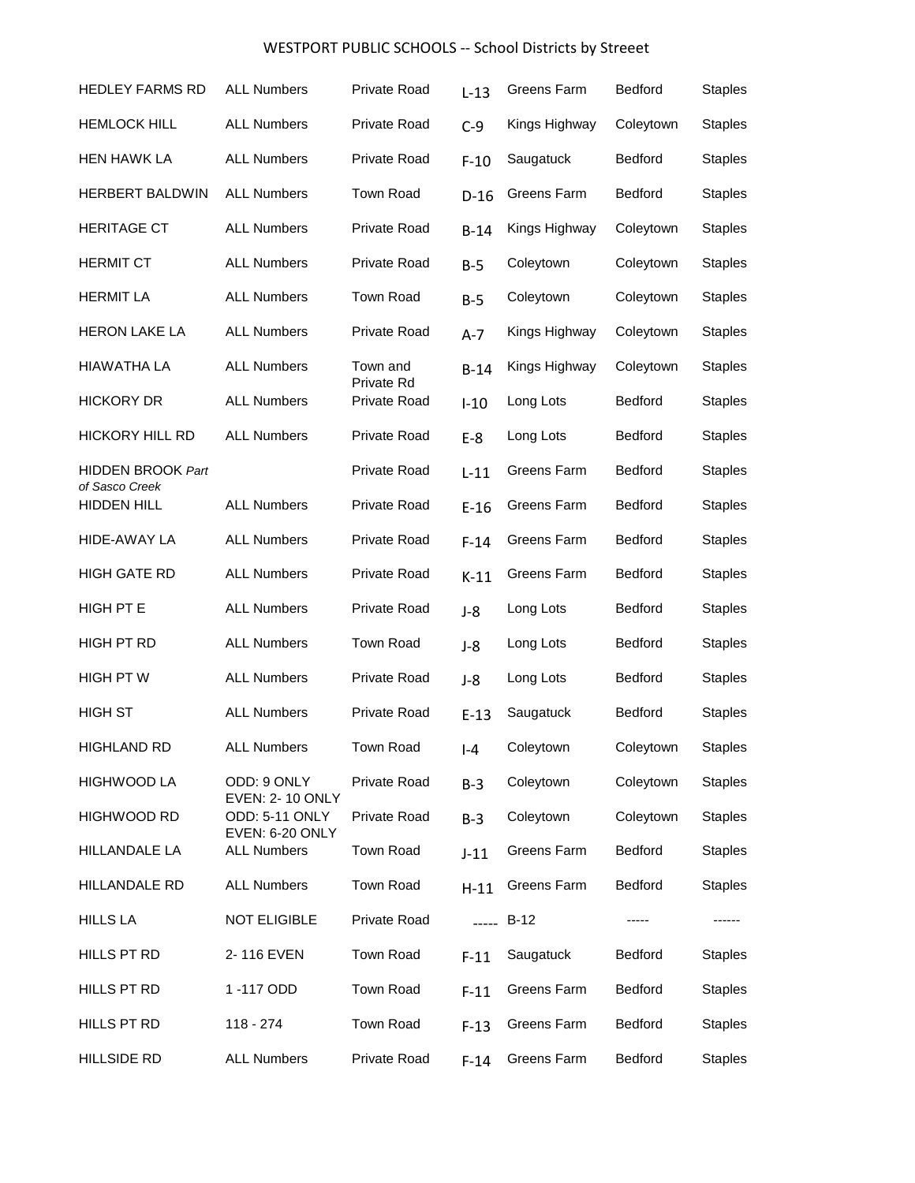| | | | | | | |
|---|---|---|---|---|---|---|
| HEDLEY FARMS RD | ALL Numbers | Private Road | L-13 | Greens Farm | Bedford | Staples |
| HEMLOCK HILL | ALL Numbers | Private Road | C-9 | Kings Highway | Coleytown | Staples |
| HEN HAWK LA | ALL Numbers | Private Road | F-10 | Saugatuck | Bedford | Staples |
| HERBERT BALDWIN | ALL Numbers | Town Road | D-16 | Greens Farm | Bedford | Staples |
| HERITAGE CT | ALL Numbers | Private Road | B-14 | Kings Highway | Coleytown | Staples |
| HERMIT CT | ALL Numbers | Private Road | B-5 | Coleytown | Coleytown | Staples |
| HERMIT LA | ALL Numbers | Town Road | B-5 | Coleytown | Coleytown | Staples |
| HERON LAKE LA | ALL Numbers | Private Road | A-7 | Kings Highway | Coleytown | Staples |
| HIAWATHA LA | ALL Numbers | Town and Private Rd | B-14 | Kings Highway | Coleytown | Staples |
| HICKORY DR | ALL Numbers | Private Road | I-10 | Long Lots | Bedford | Staples |
| HICKORY HILL RD | ALL Numbers | Private Road | E-8 | Long Lots | Bedford | Staples |
| HIDDEN BROOK *Part of Sasco Creek* | | Private Road | L-11 | Greens Farm | Bedford | Staples |
| HIDDEN HILL | ALL Numbers | Private Road | E-16 | Greens Farm | Bedford | Staples |
| HIDE-AWAY LA | ALL Numbers | Private Road | F-14 | Greens Farm | Bedford | Staples |
| HIGH GATE RD | ALL Numbers | Private Road | K-11 | Greens Farm | Bedford | Staples |
| HIGH PT E | ALL Numbers | Private Road | J-8 | Long Lots | Bedford | Staples |
| HIGH PT RD | ALL Numbers | Town Road | J-8 | Long Lots | Bedford | Staples |
| HIGH PT W | ALL Numbers | Private Road | J-8 | Long Lots | Bedford | Staples |
| HIGH ST | ALL Numbers | Private Road | E-13 | Saugatuck | Bedford | Staples |
| HIGHLAND RD | ALL Numbers | Town Road | I-4 | Coleytown | Coleytown | Staples |
| HIGHWOOD LA | ODD: 9 ONLY EVEN: 2- 10 ONLY | Private Road | B-3 | Coleytown | Coleytown | Staples |
| HIGHWOOD RD | ODD: 5-11 ONLY EVEN: 6-20 ONLY | Private Road | B-3 | Coleytown | Coleytown | Staples |
| HILLANDALE LA | ALL Numbers | Town Road | J-11 | Greens Farm | Bedford | Staples |
| HILLANDALE RD | ALL Numbers | Town Road | H-11 | Greens Farm | Bedford | Staples |
| HILLS LA | NOT ELIGIBLE | Private Road | ----- | B-12 | ----- | ------ |
| HILLS PT RD | 2- 116 EVEN | Town Road | F-11 | Saugatuck | Bedford | Staples |
| HILLS PT RD | 1 -117 ODD | Town Road | F-11 | Greens Farm | Bedford | Staples |
| HILLS PT RD | 118 - 274 | Town Road | F-13 | Greens Farm | Bedford | Staples |
| HILLSIDE RD | ALL Numbers | Private Road | F-14 | Greens Farm | Bedford | Staples |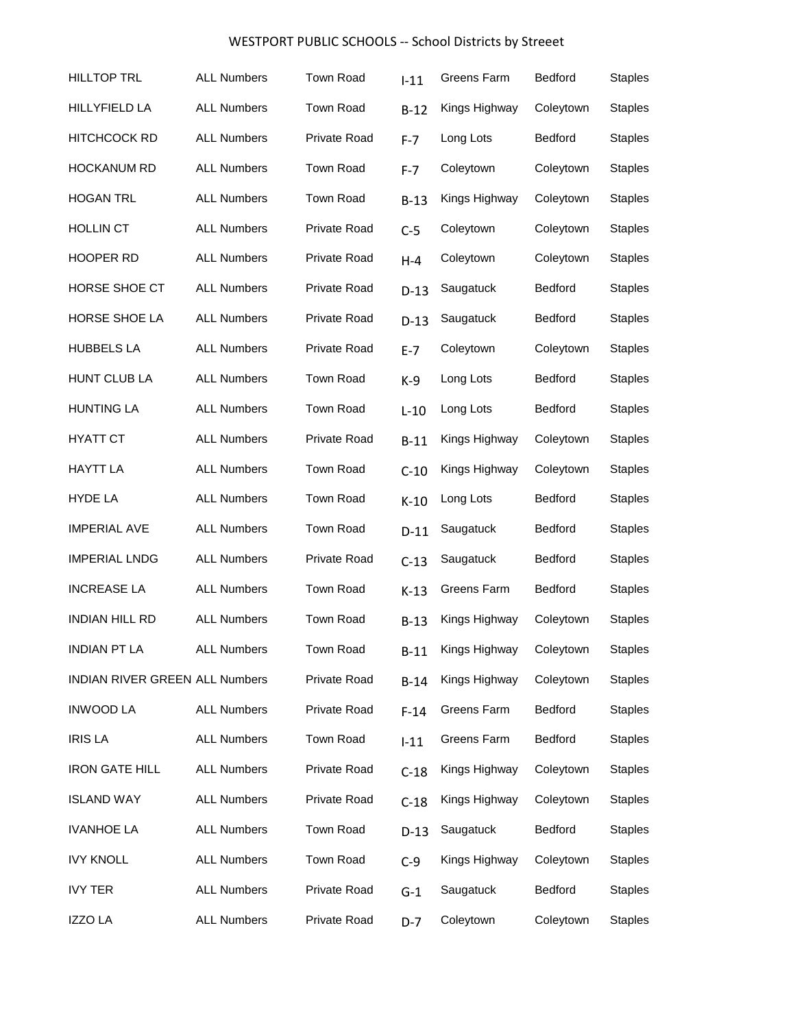# WESTPORT PUBLIC SCHOOLS -- School Districts by Streeet

| | | | | | | |
|---|---|---|---|---|---|---|
| HILLTOP TRL | ALL Numbers | Town Road | I-11 | Greens Farm | Bedford | Staples |
| HILLYFIELD LA | ALL Numbers | Town Road | B-12 | Kings Highway | Coleytown | Staples |
| HITCHCOCK RD | ALL Numbers | Private Road | F-7 | Long Lots | Bedford | Staples |
| HOCKANUM RD | ALL Numbers | Town Road | F-7 | Coleytown | Coleytown | Staples |
| HOGAN TRL | ALL Numbers | Town Road | B-13 | Kings Highway | Coleytown | Staples |
| HOLLIN CT | ALL Numbers | Private Road | C-5 | Coleytown | Coleytown | Staples |
| HOOPER RD | ALL Numbers | Private Road | H-4 | Coleytown | Coleytown | Staples |
| HORSE SHOE CT | ALL Numbers | Private Road | D-13 | Saugatuck | Bedford | Staples |
| HORSE SHOE LA | ALL Numbers | Private Road | D-13 | Saugatuck | Bedford | Staples |
| HUBBELS LA | ALL Numbers | Private Road | E-7 | Coleytown | Coleytown | Staples |
| HUNT CLUB LA | ALL Numbers | Town Road | K-9 | Long Lots | Bedford | Staples |
| HUNTING LA | ALL Numbers | Town Road | L-10 | Long Lots | Bedford | Staples |
| HYATT CT | ALL Numbers | Private Road | B-11 | Kings Highway | Coleytown | Staples |
| HAYTT LA | ALL Numbers | Town Road | C-10 | Kings Highway | Coleytown | Staples |
| HYDE LA | ALL Numbers | Town Road | K-10 | Long Lots | Bedford | Staples |
| IMPERIAL AVE | ALL Numbers | Town Road | D-11 | Saugatuck | Bedford | Staples |
| IMPERIAL LNDG | ALL Numbers | Private Road | C-13 | Saugatuck | Bedford | Staples |
| INCREASE LA | ALL Numbers | Town Road | K-13 | Greens Farm | Bedford | Staples |
| INDIAN HILL RD | ALL Numbers | Town Road | B-13 | Kings Highway | Coleytown | Staples |
| INDIAN PT LA | ALL Numbers | Town Road | B-11 | Kings Highway | Coleytown | Staples |
| INDIAN RIVER GREEN | ALL Numbers | Private Road | B-14 | Kings Highway | Coleytown | Staples |
| INWOOD LA | ALL Numbers | Private Road | F-14 | Greens Farm | Bedford | Staples |
| IRIS LA | ALL Numbers | Town Road | I-11 | Greens Farm | Bedford | Staples |
| IRON GATE HILL | ALL Numbers | Private Road | C-18 | Kings Highway | Coleytown | Staples |
| ISLAND WAY | ALL Numbers | Private Road | C-18 | Kings Highway | Coleytown | Staples |
| IVANHOE LA | ALL Numbers | Town Road | D-13 | Saugatuck | Bedford | Staples |
| IVY KNOLL | ALL Numbers | Town Road | C-9 | Kings Highway | Coleytown | Staples |
| IVY TER | ALL Numbers | Private Road | G-1 | Saugatuck | Bedford | Staples |
| IZZO LA | ALL Numbers | Private Road | D-7 | Coleytown | Coleytown | Staples |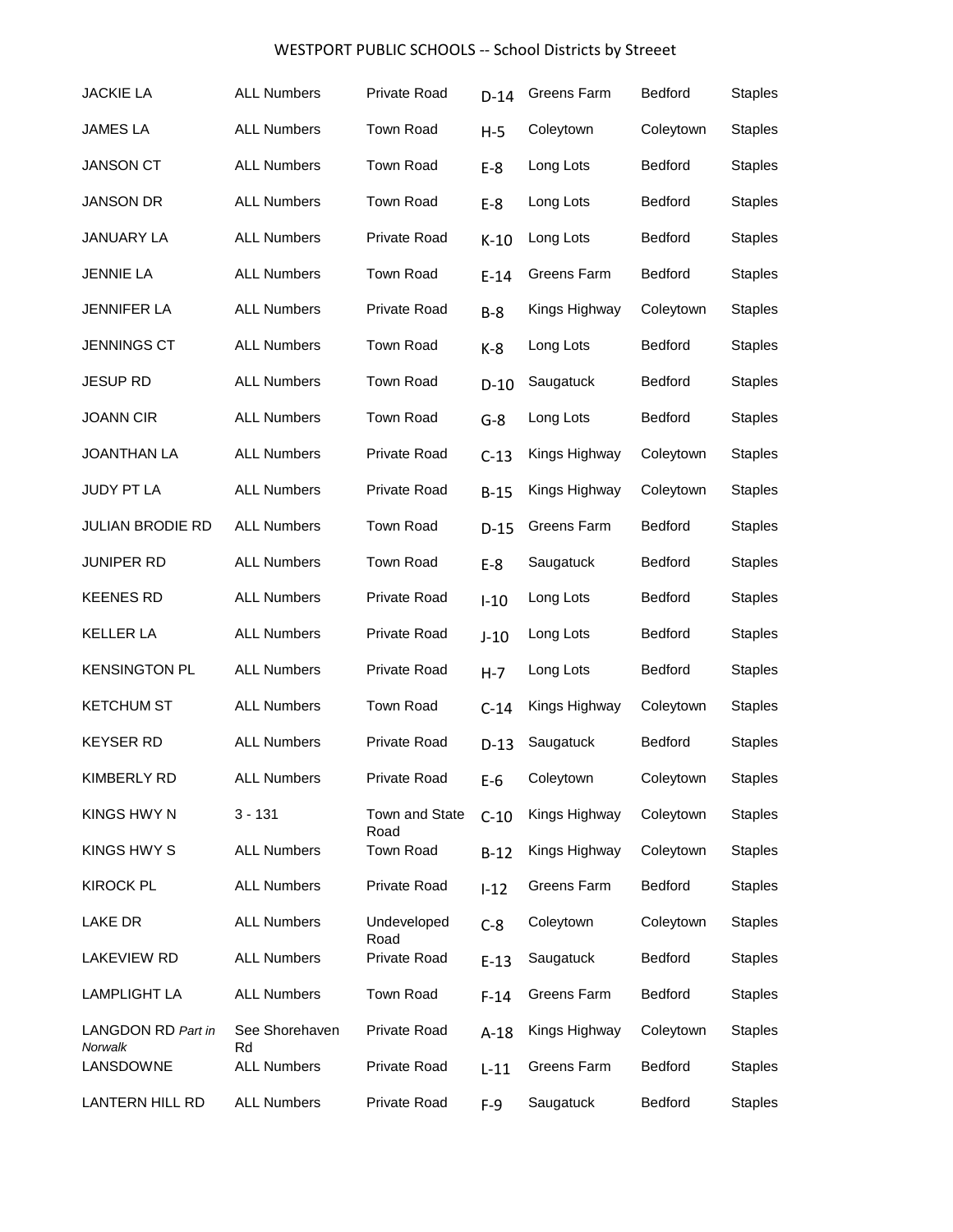# WESTPORT PUBLIC SCHOOLS -- School Districts by Streeet

| | | | | | | |
|---|---|---|---|---|---|---|
| JACKIE LA | ALL Numbers | Private Road | D-14 | Greens Farm | Bedford | Staples |
| JAMES LA | ALL Numbers | Town Road | H-5 | Coleytown | Coleytown | Staples |
| JANSON CT | ALL Numbers | Town Road | E-8 | Long Lots | Bedford | Staples |
| JANSON DR | ALL Numbers | Town Road | E-8 | Long Lots | Bedford | Staples |
| JANUARY LA | ALL Numbers | Private Road | K-10 | Long Lots | Bedford | Staples |
| JENNIE LA | ALL Numbers | Town Road | E-14 | Greens Farm | Bedford | Staples |
| JENNIFER LA | ALL Numbers | Private Road | B-8 | Kings Highway | Coleytown | Staples |
| JENNINGS CT | ALL Numbers | Town Road | K-8 | Long Lots | Bedford | Staples |
| JESUP RD | ALL Numbers | Town Road | D-10 | Saugatuck | Bedford | Staples |
| JOANN CIR | ALL Numbers | Town Road | G-8 | Long Lots | Bedford | Staples |
| JOANTHAN LA | ALL Numbers | Private Road | C-13 | Kings Highway | Coleytown | Staples |
| JUDY PT LA | ALL Numbers | Private Road | B-15 | Kings Highway | Coleytown | Staples |
| JULIAN BRODIE RD | ALL Numbers | Town Road | D-15 | Greens Farm | Bedford | Staples |
| JUNIPER RD | ALL Numbers | Town Road | E-8 | Saugatuck | Bedford | Staples |
| KEENES RD | ALL Numbers | Private Road | I-10 | Long Lots | Bedford | Staples |
| KELLER LA | ALL Numbers | Private Road | J-10 | Long Lots | Bedford | Staples |
| KENSINGTON PL | ALL Numbers | Private Road | H-7 | Long Lots | Bedford | Staples |
| KETCHUM ST | ALL Numbers | Town Road | C-14 | Kings Highway | Coleytown | Staples |
| KEYSER RD | ALL Numbers | Private Road | D-13 | Saugatuck | Bedford | Staples |
| KIMBERLY RD | ALL Numbers | Private Road | E-6 | Coleytown | Coleytown | Staples |
| KINGS HWY N | 3 - 131 | Town and State Road | C-10 | Kings Highway | Coleytown | Staples |
| KINGS HWY S | ALL Numbers | Town Road | B-12 | Kings Highway | Coleytown | Staples |
| KIROCK PL | ALL Numbers | Private Road | I-12 | Greens Farm | Bedford | Staples |
| LAKE DR | ALL Numbers | Undeveloped Road | C-8 | Coleytown | Coleytown | Staples |
| LAKEVIEW RD | ALL Numbers | Private Road | E-13 | Saugatuck | Bedford | Staples |
| LAMPLIGHT LA | ALL Numbers | Town Road | F-14 | Greens Farm | Bedford | Staples |
| LANGDON RD *Part in Norwalk* | See Shorehaven Rd | Private Road | A-18 | Kings Highway | Coleytown | Staples |
| LANSDOWNE | ALL Numbers | Private Road | L-11 | Greens Farm | Bedford | Staples |
| LANTERN HILL RD | ALL Numbers | Private Road | F-9 | Saugatuck | Bedford | Staples |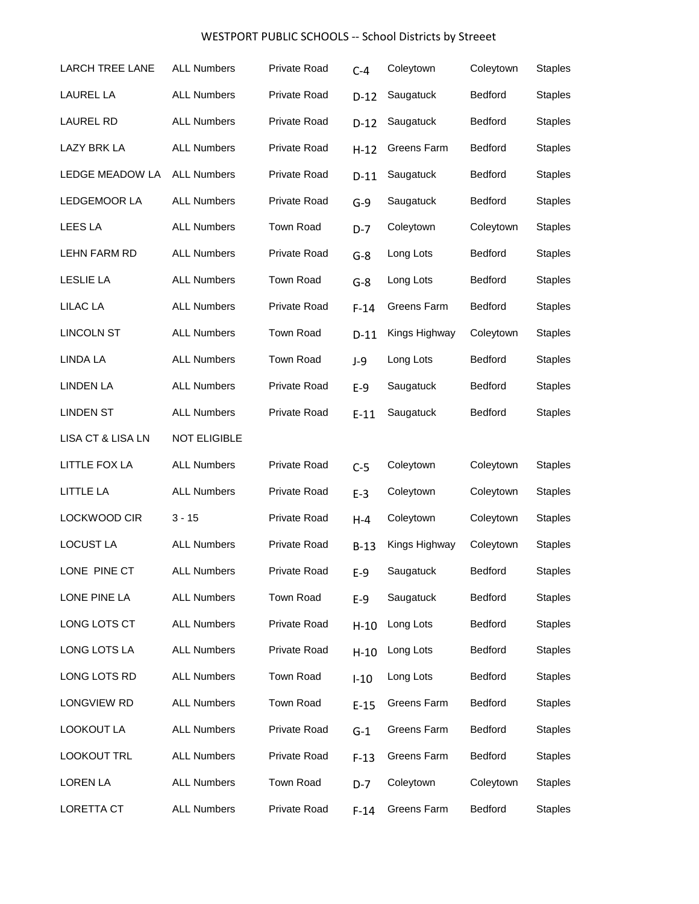# WESTPORT PUBLIC SCHOOLS -- School Districts by Streeet

| | | | | | | |
|---|---|---|---|---|---|---|
| LARCH TREE LANE | ALL Numbers | Private Road | C-4 | Coleytown | Coleytown | Staples |
| LAUREL LA | ALL Numbers | Private Road | D-12 | Saugatuck | Bedford | Staples |
| LAUREL RD | ALL Numbers | Private Road | D-12 | Saugatuck | Bedford | Staples |
| LAZY BRK LA | ALL Numbers | Private Road | H-12 | Greens Farm | Bedford | Staples |
| LEDGE MEADOW LA | ALL Numbers | Private Road | D-11 | Saugatuck | Bedford | Staples |
| LEDGEMOOR LA | ALL Numbers | Private Road | G-9 | Saugatuck | Bedford | Staples |
| LEES LA | ALL Numbers | Town Road | D-7 | Coleytown | Coleytown | Staples |
| LEHN FARM RD | ALL Numbers | Private Road | G-8 | Long Lots | Bedford | Staples |
| LESLIE LA | ALL Numbers | Town Road | G-8 | Long Lots | Bedford | Staples |
| LILAC LA | ALL Numbers | Private Road | F-14 | Greens Farm | Bedford | Staples |
| LINCOLN ST | ALL Numbers | Town Road | D-11 | Kings Highway | Coleytown | Staples |
| LINDA LA | ALL Numbers | Town Road | J-9 | Long Lots | Bedford | Staples |
| LINDEN LA | ALL Numbers | Private Road | E-9 | Saugatuck | Bedford | Staples |
| LINDEN ST | ALL Numbers | Private Road | E-11 | Saugatuck | Bedford | Staples |
| LISA CT & LISA LN | NOT ELIGIBLE | | | | | |
| LITTLE FOX LA | ALL Numbers | Private Road | C-5 | Coleytown | Coleytown | Staples |
| LITTLE LA | ALL Numbers | Private Road | E-3 | Coleytown | Coleytown | Staples |
| LOCKWOOD CIR | 3 - 15 | Private Road | H-4 | Coleytown | Coleytown | Staples |
| LOCUST LA | ALL Numbers | Private Road | B-13 | Kings Highway | Coleytown | Staples |
| LONE PINE CT | ALL Numbers | Private Road | E-9 | Saugatuck | Bedford | Staples |
| LONE PINE LA | ALL Numbers | Town Road | E-9 | Saugatuck | Bedford | Staples |
| LONG LOTS CT | ALL Numbers | Private Road | H-10 | Long Lots | Bedford | Staples |
| LONG LOTS LA | ALL Numbers | Private Road | H-10 | Long Lots | Bedford | Staples |
| LONG LOTS RD | ALL Numbers | Town Road | I-10 | Long Lots | Bedford | Staples |
| LONGVIEW RD | ALL Numbers | Town Road | E-15 | Greens Farm | Bedford | Staples |
| LOOKOUT LA | ALL Numbers | Private Road | G-1 | Greens Farm | Bedford | Staples |
| LOOKOUT TRL | ALL Numbers | Private Road | F-13 | Greens Farm | Bedford | Staples |
| LOREN LA | ALL Numbers | Town Road | D-7 | Coleytown | Coleytown | Staples |
| LORETTA CT | ALL Numbers | Private Road | F-14 | Greens Farm | Bedford | Staples |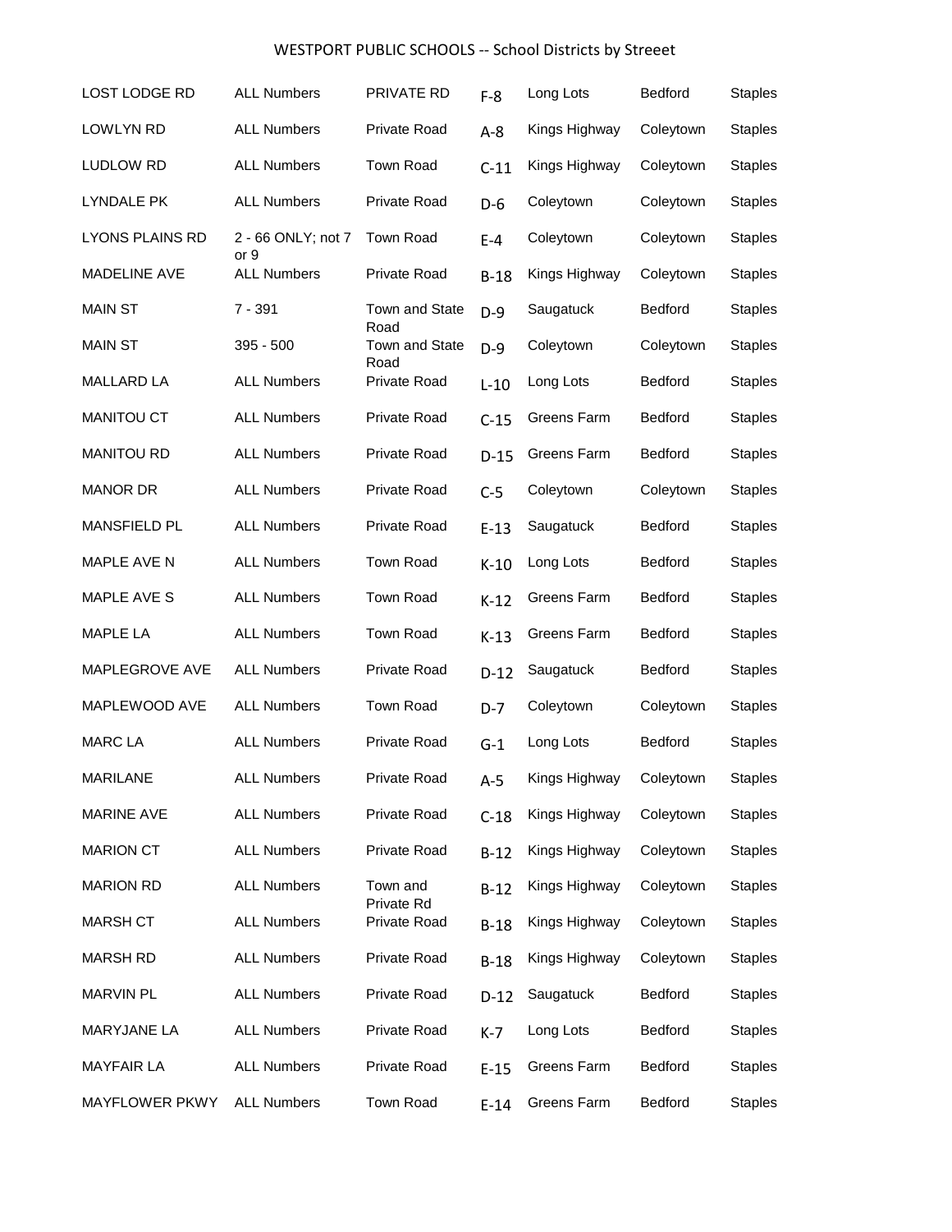# WESTPORT PUBLIC SCHOOLS -- School Districts by Streeet

| | | | | | | |
|---|---|---|---|---|---|---|
| LOST LODGE RD | ALL Numbers | PRIVATE RD | F-8 | Long Lots | Bedford | Staples |
| LOWLYN RD | ALL Numbers | Private Road | A-8 | Kings Highway | Coleytown | Staples |
| LUDLOW RD | ALL Numbers | Town Road | C-11 | Kings Highway | Coleytown | Staples |
| LYNDALE PK | ALL Numbers | Private Road | D-6 | Coleytown | Coleytown | Staples |
| LYONS PLAINS RD | 2 - 66 ONLY; not 7 or 9 | Town Road | E-4 | Coleytown | Coleytown | Staples |
| MADELINE AVE | ALL Numbers | Private Road | B-18 | Kings Highway | Coleytown | Staples |
| MAIN ST | 7 - 391 | Town and State Road | D-9 | Saugatuck | Bedford | Staples |
| MAIN ST | 395 - 500 | Town and State Road | D-9 | Coleytown | Coleytown | Staples |
| MALLARD LA | ALL Numbers | Private Road | L-10 | Long Lots | Bedford | Staples |
| MANITOU CT | ALL Numbers | Private Road | C-15 | Greens Farm | Bedford | Staples |
| MANITOU RD | ALL Numbers | Private Road | D-15 | Greens Farm | Bedford | Staples |
| MANOR DR | ALL Numbers | Private Road | C-5 | Coleytown | Coleytown | Staples |
| MANSFIELD PL | ALL Numbers | Private Road | E-13 | Saugatuck | Bedford | Staples |
| MAPLE AVE N | ALL Numbers | Town Road | K-10 | Long Lots | Bedford | Staples |
| MAPLE AVE S | ALL Numbers | Town Road | K-12 | Greens Farm | Bedford | Staples |
| MAPLE LA | ALL Numbers | Town Road | K-13 | Greens Farm | Bedford | Staples |
| MAPLEGROVE AVE | ALL Numbers | Private Road | D-12 | Saugatuck | Bedford | Staples |
| MAPLEWOOD AVE | ALL Numbers | Town Road | D-7 | Coleytown | Coleytown | Staples |
| MARC LA | ALL Numbers | Private Road | G-1 | Long Lots | Bedford | Staples |
| MARILANE | ALL Numbers | Private Road | A-5 | Kings Highway | Coleytown | Staples |
| MARINE AVE | ALL Numbers | Private Road | C-18 | Kings Highway | Coleytown | Staples |
| MARION CT | ALL Numbers | Private Road | B-12 | Kings Highway | Coleytown | Staples |
| MARION RD | ALL Numbers | Town and Private Rd | B-12 | Kings Highway | Coleytown | Staples |
| MARSH CT | ALL Numbers | Private Road | B-18 | Kings Highway | Coleytown | Staples |
| MARSH RD | ALL Numbers | Private Road | B-18 | Kings Highway | Coleytown | Staples |
| MARVIN PL | ALL Numbers | Private Road | D-12 | Saugatuck | Bedford | Staples |
| MARYJANE LA | ALL Numbers | Private Road | K-7 | Long Lots | Bedford | Staples |
| MAYFAIR LA | ALL Numbers | Private Road | E-15 | Greens Farm | Bedford | Staples |
| MAYFLOWER PKWY | ALL Numbers | Town Road | E-14 | Greens Farm | Bedford | Staples |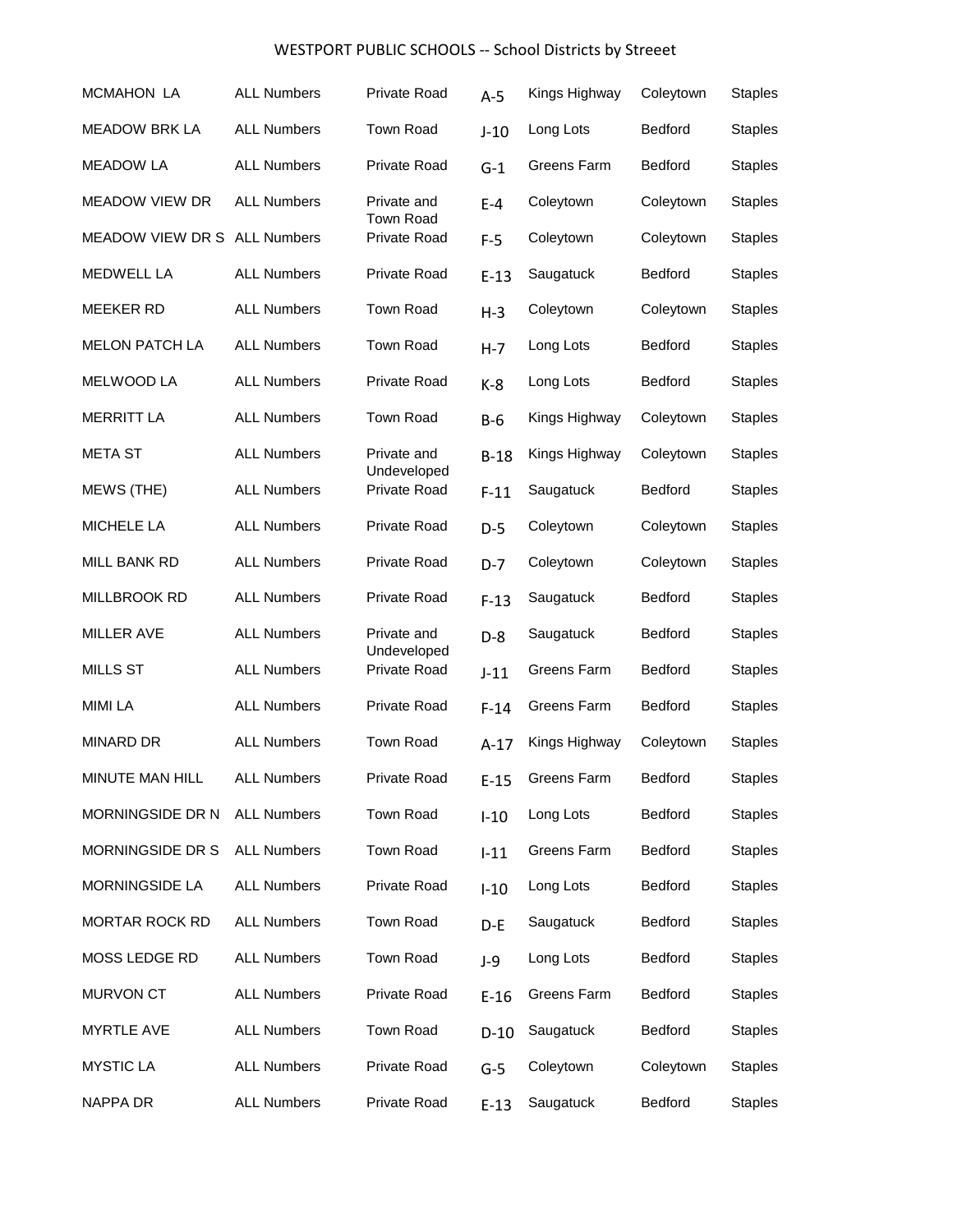# WESTPORT PUBLIC SCHOOLS -- School Districts by Streeet

| | | | | | | |
|---|---|---|---|---|---|---|
| MCMAHON LA | ALL Numbers | Private Road | A-5 | Kings Highway | Coleytown | Staples |
| MEADOW BRK LA | ALL Numbers | Town Road | J-10 | Long Lots | Bedford | Staples |
| MEADOW LA | ALL Numbers | Private Road | G-1 | Greens Farm | Bedford | Staples |
| MEADOW VIEW DR | ALL Numbers | Private and Town Road | E-4 | Coleytown | Coleytown | Staples |
| MEADOW VIEW DR S | ALL Numbers | Private Road | F-5 | Coleytown | Coleytown | Staples |
| MEDWELL LA | ALL Numbers | Private Road | E-13 | Saugatuck | Bedford | Staples |
| MEEKER RD | ALL Numbers | Town Road | H-3 | Coleytown | Coleytown | Staples |
| MELON PATCH LA | ALL Numbers | Town Road | H-7 | Long Lots | Bedford | Staples |
| MELWOOD LA | ALL Numbers | Private Road | K-8 | Long Lots | Bedford | Staples |
| MERRITT LA | ALL Numbers | Town Road | B-6 | Kings Highway | Coleytown | Staples |
| META ST | ALL Numbers | Private and Undeveloped | B-18 | Kings Highway | Coleytown | Staples |
| MEWS (THE) | ALL Numbers | Private Road | F-11 | Saugatuck | Bedford | Staples |
| MICHELE LA | ALL Numbers | Private Road | D-5 | Coleytown | Coleytown | Staples |
| MILL BANK RD | ALL Numbers | Private Road | D-7 | Coleytown | Coleytown | Staples |
| MILLBROOK RD | ALL Numbers | Private Road | F-13 | Saugatuck | Bedford | Staples |
| MILLER AVE | ALL Numbers | Private and Undeveloped | D-8 | Saugatuck | Bedford | Staples |
| MILLS ST | ALL Numbers | Private Road | J-11 | Greens Farm | Bedford | Staples |
| MIMI LA | ALL Numbers | Private Road | F-14 | Greens Farm | Bedford | Staples |
| MINARD DR | ALL Numbers | Town Road | A-17 | Kings Highway | Coleytown | Staples |
| MINUTE MAN HILL | ALL Numbers | Private Road | E-15 | Greens Farm | Bedford | Staples |
| MORNINGSIDE DR N | ALL Numbers | Town Road | I-10 | Long Lots | Bedford | Staples |
| MORNINGSIDE DR S | ALL Numbers | Town Road | I-11 | Greens Farm | Bedford | Staples |
| MORNINGSIDE LA | ALL Numbers | Private Road | I-10 | Long Lots | Bedford | Staples |
| MORTAR ROCK RD | ALL Numbers | Town Road | D-E | Saugatuck | Bedford | Staples |
| MOSS LEDGE RD | ALL Numbers | Town Road | J-9 | Long Lots | Bedford | Staples |
| MURVON CT | ALL Numbers | Private Road | E-16 | Greens Farm | Bedford | Staples |
| MYRTLE AVE | ALL Numbers | Town Road | D-10 | Saugatuck | Bedford | Staples |
| MYSTIC LA | ALL Numbers | Private Road | G-5 | Coleytown | Coleytown | Staples |
| NAPPA DR | ALL Numbers | Private Road | E-13 | Saugatuck | Bedford | Staples |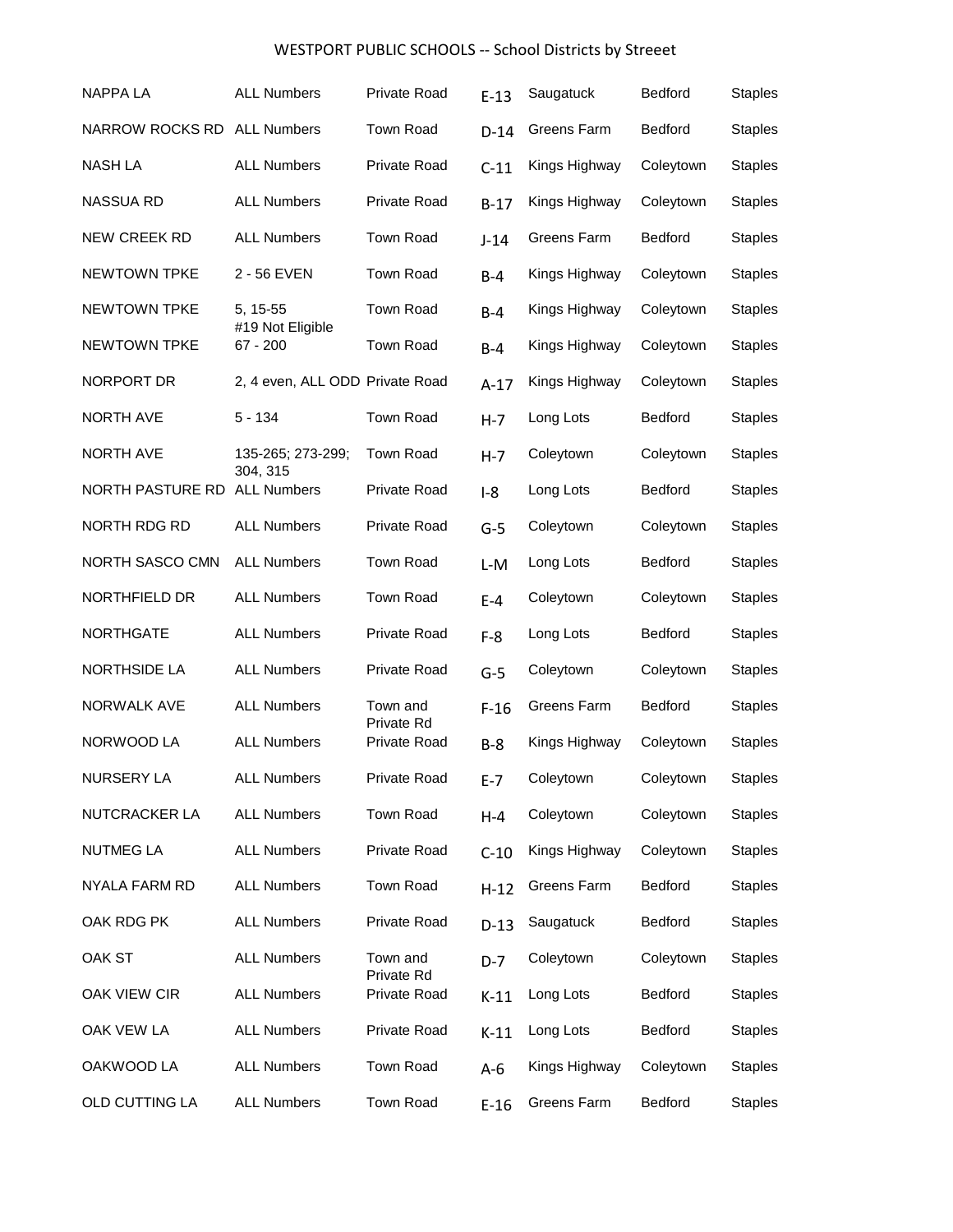# WESTPORT PUBLIC SCHOOLS -- School Districts by Streeet

| | | | | | | |
|---|---|---|---|---|---|---|
| NAPPA LA | ALL Numbers | Private Road | E-13 | Saugatuck | Bedford | Staples |
| NARROW ROCKS RD | ALL Numbers | Town Road | D-14 | Greens Farm | Bedford | Staples |
| NASH LA | ALL Numbers | Private Road | C-11 | Kings Highway | Coleytown | Staples |
| NASSUA RD | ALL Numbers | Private Road | B-17 | Kings Highway | Coleytown | Staples |
| NEW CREEK RD | ALL Numbers | Town Road | J-14 | Greens Farm | Bedford | Staples |
| NEWTOWN TPKE | 2 - 56 EVEN | Town Road | B-4 | Kings Highway | Coleytown | Staples |
| NEWTOWN TPKE | 5, 15-55 #19 Not Eligible | Town Road | B-4 | Kings Highway | Coleytown | Staples |
| NEWTOWN TPKE | 67 - 200 | Town Road | B-4 | Kings Highway | Coleytown | Staples |
| NORPORT DR | 2, 4 even, ALL ODD | Private Road | A-17 | Kings Highway | Coleytown | Staples |
| NORTH AVE | 5 - 134 | Town Road | H-7 | Long Lots | Bedford | Staples |
| NORTH AVE | 135-265; 273-299; 304, 315 | Town Road | H-7 | Coleytown | Coleytown | Staples |
| NORTH PASTURE RD | ALL Numbers | Private Road | I-8 | Long Lots | Bedford | Staples |
| NORTH RDG RD | ALL Numbers | Private Road | G-5 | Coleytown | Coleytown | Staples |
| NORTH SASCO CMN | ALL Numbers | Town Road | L-M | Long Lots | Bedford | Staples |
| NORTHFIELD DR | ALL Numbers | Town Road | E-4 | Coleytown | Coleytown | Staples |
| NORTHGATE | ALL Numbers | Private Road | F-8 | Long Lots | Bedford | Staples |
| NORTHSIDE LA | ALL Numbers | Private Road | G-5 | Coleytown | Coleytown | Staples |
| NORWALK AVE | ALL Numbers | Town and Private Rd | F-16 | Greens Farm | Bedford | Staples |
| NORWOOD LA | ALL Numbers | Private Road | B-8 | Kings Highway | Coleytown | Staples |
| NURSERY LA | ALL Numbers | Private Road | E-7 | Coleytown | Coleytown | Staples |
| NUTCRACKER LA | ALL Numbers | Town Road | H-4 | Coleytown | Coleytown | Staples |
| NUTMEG LA | ALL Numbers | Private Road | C-10 | Kings Highway | Coleytown | Staples |
| NYALA FARM RD | ALL Numbers | Town Road | H-12 | Greens Farm | Bedford | Staples |
| OAK RDG PK | ALL Numbers | Private Road | D-13 | Saugatuck | Bedford | Staples |
| OAK ST | ALL Numbers | Town and Private Rd | D-7 | Coleytown | Coleytown | Staples |
| OAK VIEW CIR | ALL Numbers | Private Road | K-11 | Long Lots | Bedford | Staples |
| OAK VEW LA | ALL Numbers | Private Road | K-11 | Long Lots | Bedford | Staples |
| OAKWOOD LA | ALL Numbers | Town Road | A-6 | Kings Highway | Coleytown | Staples |
| OLD CUTTING LA | ALL Numbers | Town Road | E-16 | Greens Farm | Bedford | Staples |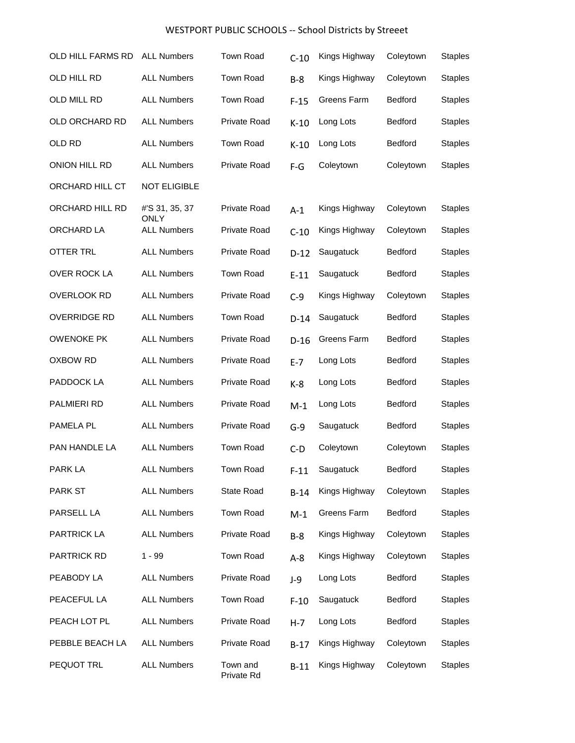# WESTPORT PUBLIC SCHOOLS -- School Districts by Streeet

| | | | | | | |
|---|---|---|---|---|---|---|
| OLD HILL FARMS RD | ALL Numbers | Town Road | C-10 | Kings Highway | Coleytown | Staples |
| OLD HILL RD | ALL Numbers | Town Road | B-8 | Kings Highway | Coleytown | Staples |
| OLD MILL RD | ALL Numbers | Town Road | F-15 | Greens Farm | Bedford | Staples |
| OLD ORCHARD RD | ALL Numbers | Private Road | K-10 | Long Lots | Bedford | Staples |
| OLD RD | ALL Numbers | Town Road | K-10 | Long Lots | Bedford | Staples |
| ONION HILL RD | ALL Numbers | Private Road | F-G | Coleytown | Coleytown | Staples |
| ORCHARD HILL CT | NOT ELIGIBLE | | | | | |
| ORCHARD HILL RD | #'S 31, 35, 37 ONLY | Private Road | A-1 | Kings Highway | Coleytown | Staples |
| ORCHARD LA | ALL Numbers | Private Road | C-10 | Kings Highway | Coleytown | Staples |
| OTTER TRL | ALL Numbers | Private Road | D-12 | Saugatuck | Bedford | Staples |
| OVER ROCK LA | ALL Numbers | Town Road | E-11 | Saugatuck | Bedford | Staples |
| OVERLOOK RD | ALL Numbers | Private Road | C-9 | Kings Highway | Coleytown | Staples |
| OVERRIDGE RD | ALL Numbers | Town Road | D-14 | Saugatuck | Bedford | Staples |
| OWENOKE PK | ALL Numbers | Private Road | D-16 | Greens Farm | Bedford | Staples |
| OXBOW RD | ALL Numbers | Private Road | E-7 | Long Lots | Bedford | Staples |
| PADDOCK LA | ALL Numbers | Private Road | K-8 | Long Lots | Bedford | Staples |
| PALMIERI RD | ALL Numbers | Private Road | M-1 | Long Lots | Bedford | Staples |
| PAMELA PL | ALL Numbers | Private Road | G-9 | Saugatuck | Bedford | Staples |
| PAN HANDLE LA | ALL Numbers | Town Road | C-D | Coleytown | Coleytown | Staples |
| PARK LA | ALL Numbers | Town Road | F-11 | Saugatuck | Bedford | Staples |
| PARK ST | ALL Numbers | State Road | B-14 | Kings Highway | Coleytown | Staples |
| PARSELL LA | ALL Numbers | Town Road | M-1 | Greens Farm | Bedford | Staples |
| PARTRICK LA | ALL Numbers | Private Road | B-8 | Kings Highway | Coleytown | Staples |
| PARTRICK RD | 1 - 99 | Town Road | A-8 | Kings Highway | Coleytown | Staples |
| PEABODY LA | ALL Numbers | Private Road | J-9 | Long Lots | Bedford | Staples |
| PEACEFUL LA | ALL Numbers | Town Road | F-10 | Saugatuck | Bedford | Staples |
| PEACH LOT PL | ALL Numbers | Private Road | H-7 | Long Lots | Bedford | Staples |
| PEBBLE BEACH LA | ALL Numbers | Private Road | B-17 | Kings Highway | Coleytown | Staples |
| PEQUOT TRL | ALL Numbers | Town and Private Rd | B-11 | Kings Highway | Coleytown | Staples |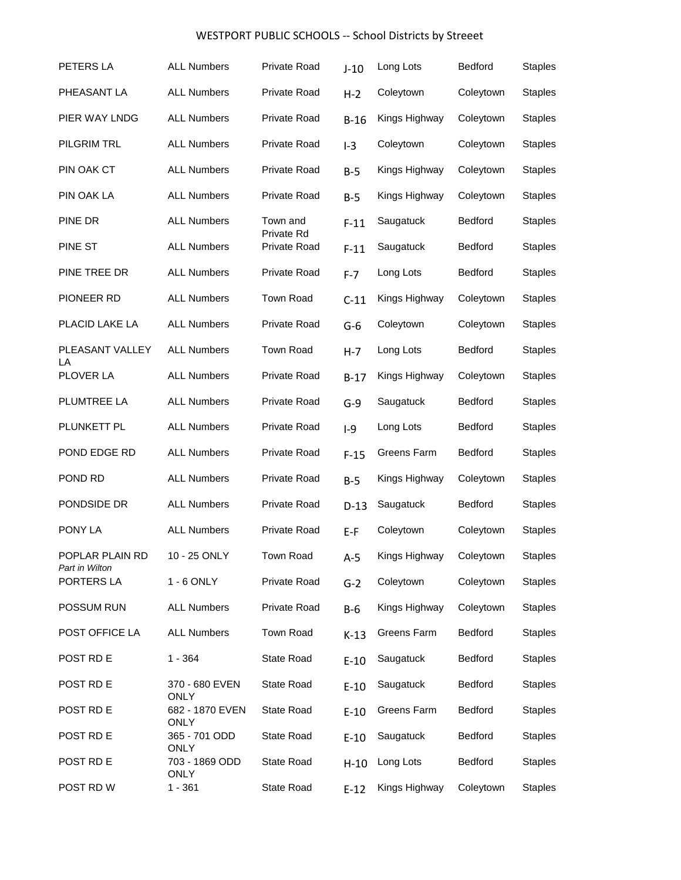# WESTPORT PUBLIC SCHOOLS -- School Districts by Streeet

| | | | | | | |
|---|---|---|---|---|---|---|
| PETERS LA | ALL Numbers | Private Road | J-10 | Long Lots | Bedford | Staples |
| PHEASANT LA | ALL Numbers | Private Road | H-2 | Coleytown | Coleytown | Staples |
| PIER WAY LNDG | ALL Numbers | Private Road | B-16 | Kings Highway | Coleytown | Staples |
| PILGRIM TRL | ALL Numbers | Private Road | I-3 | Coleytown | Coleytown | Staples |
| PIN OAK CT | ALL Numbers | Private Road | B-5 | Kings Highway | Coleytown | Staples |
| PIN OAK LA | ALL Numbers | Private Road | B-5 | Kings Highway | Coleytown | Staples |
| PINE DR | ALL Numbers | Town and Private Rd | F-11 | Saugatuck | Bedford | Staples |
| PINE ST | ALL Numbers | Private Road | F-11 | Saugatuck | Bedford | Staples |
| PINE TREE DR | ALL Numbers | Private Road | F-7 | Long Lots | Bedford | Staples |
| PIONEER RD | ALL Numbers | Town Road | C-11 | Kings Highway | Coleytown | Staples |
| PLACID LAKE LA | ALL Numbers | Private Road | G-6 | Coleytown | Coleytown | Staples |
| PLEASANT VALLEY LA | ALL Numbers | Town Road | H-7 | Long Lots | Bedford | Staples |
| PLOVER LA | ALL Numbers | Private Road | B-17 | Kings Highway | Coleytown | Staples |
| PLUMTREE LA | ALL Numbers | Private Road | G-9 | Saugatuck | Bedford | Staples |
| PLUNKETT PL | ALL Numbers | Private Road | I-9 | Long Lots | Bedford | Staples |
| POND EDGE RD | ALL Numbers | Private Road | F-15 | Greens Farm | Bedford | Staples |
| POND RD | ALL Numbers | Private Road | B-5 | Kings Highway | Coleytown | Staples |
| PONDSIDE DR | ALL Numbers | Private Road | D-13 | Saugatuck | Bedford | Staples |
| PONY LA | ALL Numbers | Private Road | E-F | Coleytown | Coleytown | Staples |
| POPLAR PLAIN RD *Part in Wilton* | 10 - 25 ONLY | Town Road | A-5 | Kings Highway | Coleytown | Staples |
| PORTERS LA | 1 - 6 ONLY | Private Road | G-2 | Coleytown | Coleytown | Staples |
| POSSUM RUN | ALL Numbers | Private Road | B-6 | Kings Highway | Coleytown | Staples |
| POST OFFICE LA | ALL Numbers | Town Road | K-13 | Greens Farm | Bedford | Staples |
| POST RD E | 1 - 364 | State Road | E-10 | Saugatuck | Bedford | Staples |
| POST RD E | 370 - 680 EVEN ONLY | State Road | E-10 | Saugatuck | Bedford | Staples |
| POST RD E | 682 - 1870 EVEN ONLY | State Road | E-10 | Greens Farm | Bedford | Staples |
| POST RD E | 365 - 701 ODD ONLY | State Road | E-10 | Saugatuck | Bedford | Staples |
| POST RD E | 703 - 1869 ODD ONLY | State Road | H-10 | Long Lots | Bedford | Staples |
| POST RD W | 1 - 361 | State Road | E-12 | Kings Highway | Coleytown | Staples |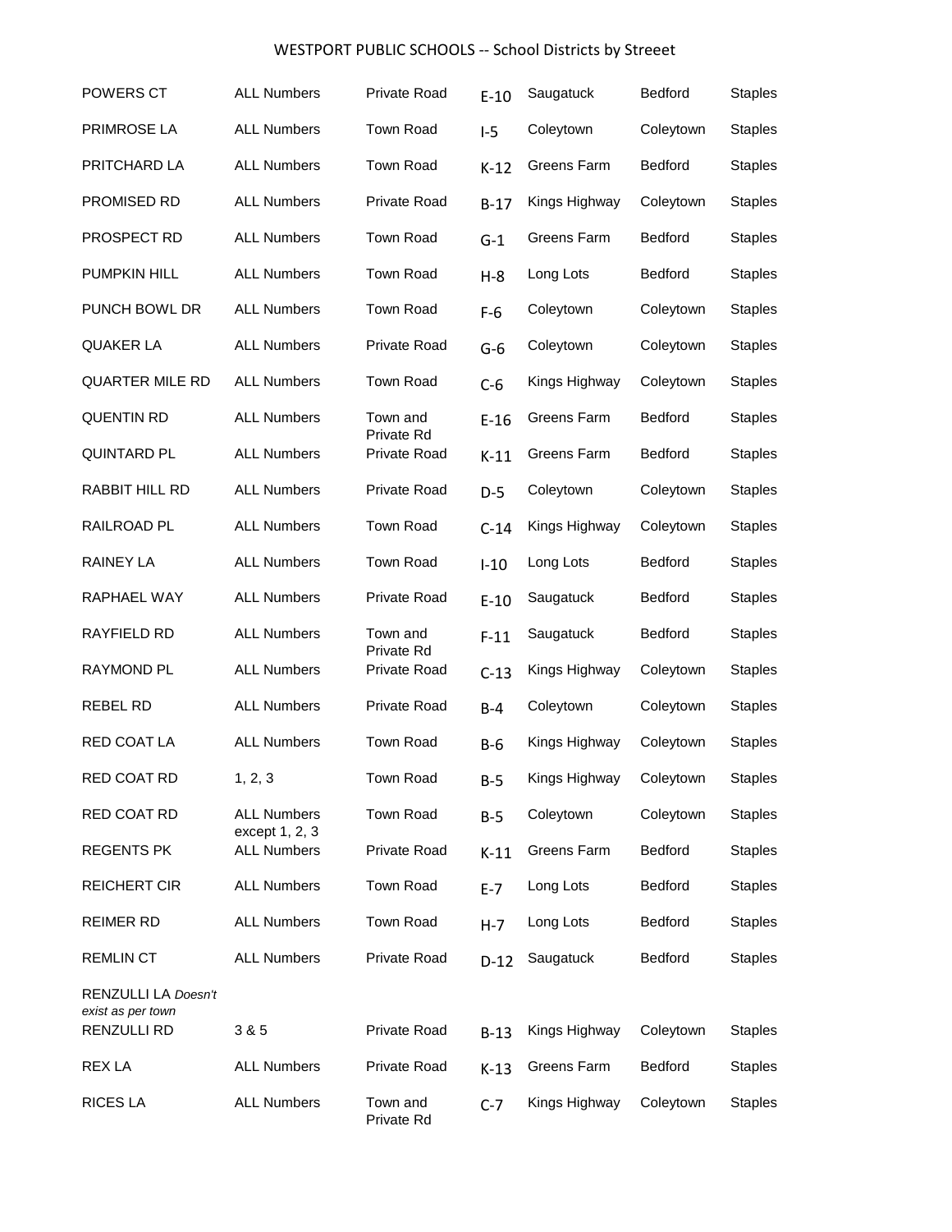# WESTPORT PUBLIC SCHOOLS -- School Districts by Streeet

| | | | | | | |
|---|---|---|---|---|---|---|
| POWERS CT | ALL Numbers | Private Road | E-10 | Saugatuck | Bedford | Staples |
| PRIMROSE LA | ALL Numbers | Town Road | I-5 | Coleytown | Coleytown | Staples |
| PRITCHARD LA | ALL Numbers | Town Road | K-12 | Greens Farm | Bedford | Staples |
| PROMISED RD | ALL Numbers | Private Road | B-17 | Kings Highway | Coleytown | Staples |
| PROSPECT RD | ALL Numbers | Town Road | G-1 | Greens Farm | Bedford | Staples |
| PUMPKIN HILL | ALL Numbers | Town Road | H-8 | Long Lots | Bedford | Staples |
| PUNCH BOWL DR | ALL Numbers | Town Road | F-6 | Coleytown | Coleytown | Staples |
| QUAKER LA | ALL Numbers | Private Road | G-6 | Coleytown | Coleytown | Staples |
| QUARTER MILE RD | ALL Numbers | Town Road | C-6 | Kings Highway | Coleytown | Staples |
| QUENTIN RD | ALL Numbers | Town and Private Rd | E-16 | Greens Farm | Bedford | Staples |
| QUINTARD PL | ALL Numbers | Private Road | K-11 | Greens Farm | Bedford | Staples |
| RABBIT HILL RD | ALL Numbers | Private Road | D-5 | Coleytown | Coleytown | Staples |
| RAILROAD PL | ALL Numbers | Town Road | C-14 | Kings Highway | Coleytown | Staples |
| RAINEY LA | ALL Numbers | Town Road | I-10 | Long Lots | Bedford | Staples |
| RAPHAEL WAY | ALL Numbers | Private Road | E-10 | Saugatuck | Bedford | Staples |
| RAYFIELD RD | ALL Numbers | Town and Private Rd | F-11 | Saugatuck | Bedford | Staples |
| RAYMOND PL | ALL Numbers | Private Road | C-13 | Kings Highway | Coleytown | Staples |
| REBEL RD | ALL Numbers | Private Road | B-4 | Coleytown | Coleytown | Staples |
| RED COAT LA | ALL Numbers | Town Road | B-6 | Kings Highway | Coleytown | Staples |
| RED COAT RD | 1, 2, 3 | Town Road | B-5 | Kings Highway | Coleytown | Staples |
| RED COAT RD | ALL Numbers except 1, 2, 3 | Town Road | B-5 | Coleytown | Coleytown | Staples |
| REGENTS PK | ALL Numbers | Private Road | K-11 | Greens Farm | Bedford | Staples |
| REICHERT CIR | ALL Numbers | Town Road | E-7 | Long Lots | Bedford | Staples |
| REIMER RD | ALL Numbers | Town Road | H-7 | Long Lots | Bedford | Staples |
| REMLIN CT | ALL Numbers | Private Road | D-12 | Saugatuck | Bedford | Staples |
| RENZULLI LA *Doesn't exist as per town* | | | | | | |
| RENZULLI RD | 3 & 5 | Private Road | B-13 | Kings Highway | Coleytown | Staples |
| REX LA | ALL Numbers | Private Road | K-13 | Greens Farm | Bedford | Staples |
| RICES LA | ALL Numbers | Town and Private Rd | C-7 | Kings Highway | Coleytown | Staples |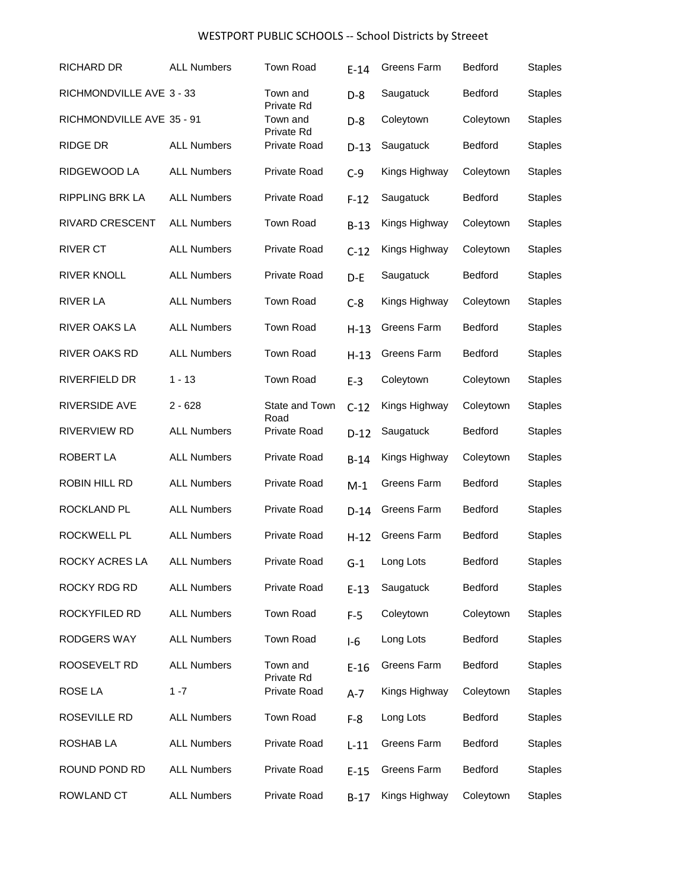# WESTPORT PUBLIC SCHOOLS -- School Districts by Streeet

| | | | | | | |
|---|---|---|---|---|---|---|
| RICHARD DR | ALL Numbers | Town Road | E-14 | Greens Farm | Bedford | Staples |
| RICHMONDVILLE AVE | 3 - 33 | Town and Private Rd | D-8 | Saugatuck | Bedford | Staples |
| RICHMONDVILLE AVE | 35 - 91 | Town and Private Rd | D-8 | Coleytown | Coleytown | Staples |
| RIDGE DR | ALL Numbers | Private Road | D-13 | Saugatuck | Bedford | Staples |
| RIDGEWOOD LA | ALL Numbers | Private Road | C-9 | Kings Highway | Coleytown | Staples |
| RIPPLING BRK LA | ALL Numbers | Private Road | F-12 | Saugatuck | Bedford | Staples |
| RIVARD CRESCENT | ALL Numbers | Town Road | B-13 | Kings Highway | Coleytown | Staples |
| RIVER CT | ALL Numbers | Private Road | C-12 | Kings Highway | Coleytown | Staples |
| RIVER KNOLL | ALL Numbers | Private Road | D-E | Saugatuck | Bedford | Staples |
| RIVER LA | ALL Numbers | Town Road | C-8 | Kings Highway | Coleytown | Staples |
| RIVER OAKS LA | ALL Numbers | Town Road | H-13 | Greens Farm | Bedford | Staples |
| RIVER OAKS RD | ALL Numbers | Town Road | H-13 | Greens Farm | Bedford | Staples |
| RIVERFIELD DR | 1 - 13 | Town Road | E-3 | Coleytown | Coleytown | Staples |
| RIVERSIDE AVE | 2 - 628 | State and Town Road | C-12 | Kings Highway | Coleytown | Staples |
| RIVERVIEW RD | ALL Numbers | Private Road | D-12 | Saugatuck | Bedford | Staples |
| ROBERT LA | ALL Numbers | Private Road | B-14 | Kings Highway | Coleytown | Staples |
| ROBIN HILL RD | ALL Numbers | Private Road | M-1 | Greens Farm | Bedford | Staples |
| ROCKLAND PL | ALL Numbers | Private Road | D-14 | Greens Farm | Bedford | Staples |
| ROCKWELL PL | ALL Numbers | Private Road | H-12 | Greens Farm | Bedford | Staples |
| ROCKY ACRES LA | ALL Numbers | Private Road | G-1 | Long Lots | Bedford | Staples |
| ROCKY RDG RD | ALL Numbers | Private Road | E-13 | Saugatuck | Bedford | Staples |
| ROCKYFILED RD | ALL Numbers | Town Road | F-5 | Coleytown | Coleytown | Staples |
| RODGERS WAY | ALL Numbers | Town Road | I-6 | Long Lots | Bedford | Staples |
| ROOSEVELT RD | ALL Numbers | Town and Private Rd | E-16 | Greens Farm | Bedford | Staples |
| ROSE LA | 1 -7 | Private Road | A-7 | Kings Highway | Coleytown | Staples |
| ROSEVILLE RD | ALL Numbers | Town Road | F-8 | Long Lots | Bedford | Staples |
| ROSHAB LA | ALL Numbers | Private Road | L-11 | Greens Farm | Bedford | Staples |
| ROUND POND RD | ALL Numbers | Private Road | E-15 | Greens Farm | Bedford | Staples |
| ROWLAND CT | ALL Numbers | Private Road | B-17 | Kings Highway | Coleytown | Staples |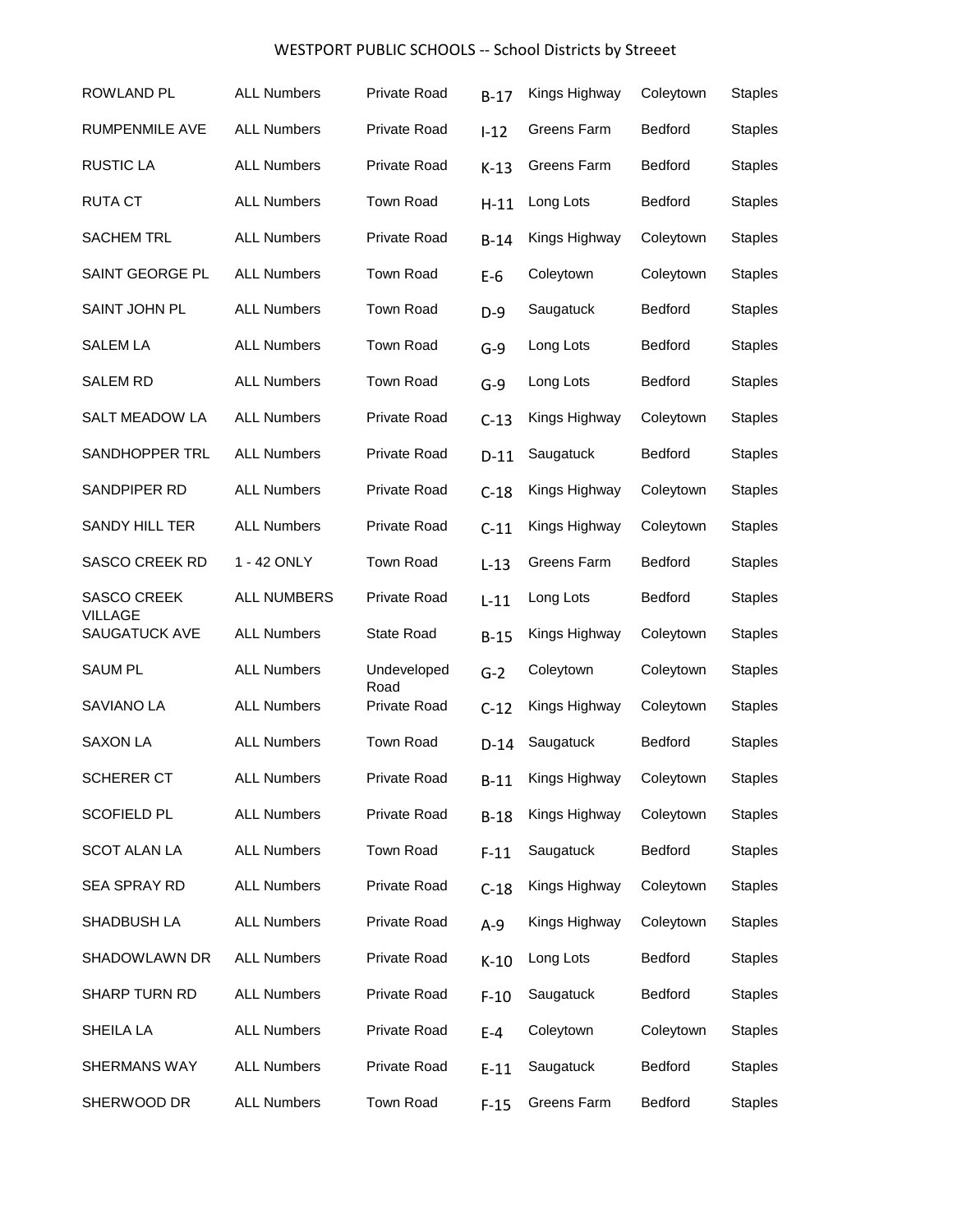| | | | | | | |
|---|---|---|---|---|---|---|
| ROWLAND PL | ALL Numbers | Private Road | B-17 | Kings Highway | Coleytown | Staples |
| RUMPENMILE AVE | ALL Numbers | Private Road | I-12 | Greens Farm | Bedford | Staples |
| RUSTIC LA | ALL Numbers | Private Road | K-13 | Greens Farm | Bedford | Staples |
| RUTA CT | ALL Numbers | Town Road | H-11 | Long Lots | Bedford | Staples |
| SACHEM TRL | ALL Numbers | Private Road | B-14 | Kings Highway | Coleytown | Staples |
| SAINT GEORGE PL | ALL Numbers | Town Road | E-6 | Coleytown | Coleytown | Staples |
| SAINT JOHN PL | ALL Numbers | Town Road | D-9 | Saugatuck | Bedford | Staples |
| SALEM LA | ALL Numbers | Town Road | G-9 | Long Lots | Bedford | Staples |
| SALEM RD | ALL Numbers | Town Road | G-9 | Long Lots | Bedford | Staples |
| SALT MEADOW LA | ALL Numbers | Private Road | C-13 | Kings Highway | Coleytown | Staples |
| SANDHOPPER TRL | ALL Numbers | Private Road | D-11 | Saugatuck | Bedford | Staples |
| SANDPIPER RD | ALL Numbers | Private Road | C-18 | Kings Highway | Coleytown | Staples |
| SANDY HILL TER | ALL Numbers | Private Road | C-11 | Kings Highway | Coleytown | Staples |
| SASCO CREEK RD | 1 - 42 ONLY | Town Road | L-13 | Greens Farm | Bedford | Staples |
| SASCO CREEK VILLAGE | ALL NUMBERS | Private Road | L-11 | Long Lots | Bedford | Staples |
| SAUGATUCK AVE | ALL Numbers | State Road | B-15 | Kings Highway | Coleytown | Staples |
| SAUM PL | ALL Numbers | Undeveloped Road | G-2 | Coleytown | Coleytown | Staples |
| SAVIANO LA | ALL Numbers | Private Road | C-12 | Kings Highway | Coleytown | Staples |
| SAXON LA | ALL Numbers | Town Road | D-14 | Saugatuck | Bedford | Staples |
| SCHERER CT | ALL Numbers | Private Road | B-11 | Kings Highway | Coleytown | Staples |
| SCOFIELD PL | ALL Numbers | Private Road | B-18 | Kings Highway | Coleytown | Staples |
| SCOT ALAN LA | ALL Numbers | Town Road | F-11 | Saugatuck | Bedford | Staples |
| SEA SPRAY RD | ALL Numbers | Private Road | C-18 | Kings Highway | Coleytown | Staples |
| SHADBUSH LA | ALL Numbers | Private Road | A-9 | Kings Highway | Coleytown | Staples |
| SHADOWLAWN DR | ALL Numbers | Private Road | K-10 | Long Lots | Bedford | Staples |
| SHARP TURN RD | ALL Numbers | Private Road | F-10 | Saugatuck | Bedford | Staples |
| SHEILA LA | ALL Numbers | Private Road | E-4 | Coleytown | Coleytown | Staples |
| SHERMANS WAY | ALL Numbers | Private Road | E-11 | Saugatuck | Bedford | Staples |
| SHERWOOD DR | ALL Numbers | Town Road | F-15 | Greens Farm | Bedford | Staples |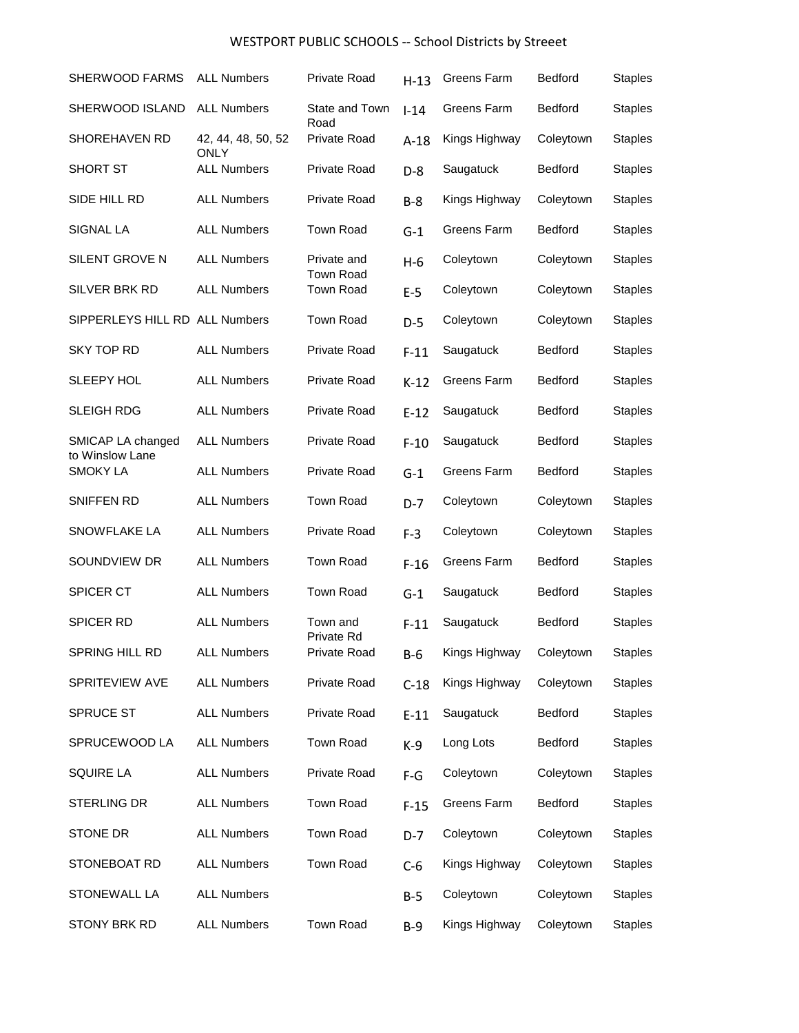WESTPORT PUBLIC SCHOOLS -- School Districts by Streeet

| | | | | | | |
|---|---|---|---|---|---|---|
| SHERWOOD FARMS | ALL Numbers | Private Road | H-13 | Greens Farm | Bedford | Staples |
| SHERWOOD ISLAND | ALL Numbers | State and Town Road | I-14 | Greens Farm | Bedford | Staples |
| SHOREHAVEN RD | 42, 44, 48, 50, 52 ONLY | Private Road | A-18 | Kings Highway | Coleytown | Staples |
| SHORT ST | ALL Numbers | Private Road | D-8 | Saugatuck | Bedford | Staples |
| SIDE HILL RD | ALL Numbers | Private Road | B-8 | Kings Highway | Coleytown | Staples |
| SIGNAL LA | ALL Numbers | Town Road | G-1 | Greens Farm | Bedford | Staples |
| SILENT GROVE N | ALL Numbers | Private and Town Road | H-6 | Coleytown | Coleytown | Staples |
| SILVER BRK RD | ALL Numbers | Town Road | E-5 | Coleytown | Coleytown | Staples |
| SIPPERLEYS HILL RD | ALL Numbers | Town Road | D-5 | Coleytown | Coleytown | Staples |
| SKY TOP RD | ALL Numbers | Private Road | F-11 | Saugatuck | Bedford | Staples |
| SLEEPY HOL | ALL Numbers | Private Road | K-12 | Greens Farm | Bedford | Staples |
| SLEIGH RDG | ALL Numbers | Private Road | E-12 | Saugatuck | Bedford | Staples |
| SMICAP LA changed to Winslow Lane | ALL Numbers | Private Road | F-10 | Saugatuck | Bedford | Staples |
| SMOKY LA | ALL Numbers | Private Road | G-1 | Greens Farm | Bedford | Staples |
| SNIFFEN RD | ALL Numbers | Town Road | D-7 | Coleytown | Coleytown | Staples |
| SNOWFLAKE LA | ALL Numbers | Private Road | F-3 | Coleytown | Coleytown | Staples |
| SOUNDVIEW DR | ALL Numbers | Town Road | F-16 | Greens Farm | Bedford | Staples |
| SPICER CT | ALL Numbers | Town Road | G-1 | Saugatuck | Bedford | Staples |
| SPICER RD | ALL Numbers | Town and Private Rd | F-11 | Saugatuck | Bedford | Staples |
| SPRING HILL RD | ALL Numbers | Private Road | B-6 | Kings Highway | Coleytown | Staples |
| SPRITEVIEW AVE | ALL Numbers | Private Road | C-18 | Kings Highway | Coleytown | Staples |
| SPRUCE ST | ALL Numbers | Private Road | E-11 | Saugatuck | Bedford | Staples |
| SPRUCEWOOD LA | ALL Numbers | Town Road | K-9 | Long Lots | Bedford | Staples |
| SQUIRE LA | ALL Numbers | Private Road | F-G | Coleytown | Coleytown | Staples |
| STERLING DR | ALL Numbers | Town Road | F-15 | Greens Farm | Bedford | Staples |
| STONE DR | ALL Numbers | Town Road | D-7 | Coleytown | Coleytown | Staples |
| STONEBOAT RD | ALL Numbers | Town Road | C-6 | Kings Highway | Coleytown | Staples |
| STONEWALL LA | ALL Numbers | | B-5 | Coleytown | Coleytown | Staples |
| STONY BRK RD | ALL Numbers | Town Road | B-9 | Kings Highway | Coleytown | Staples |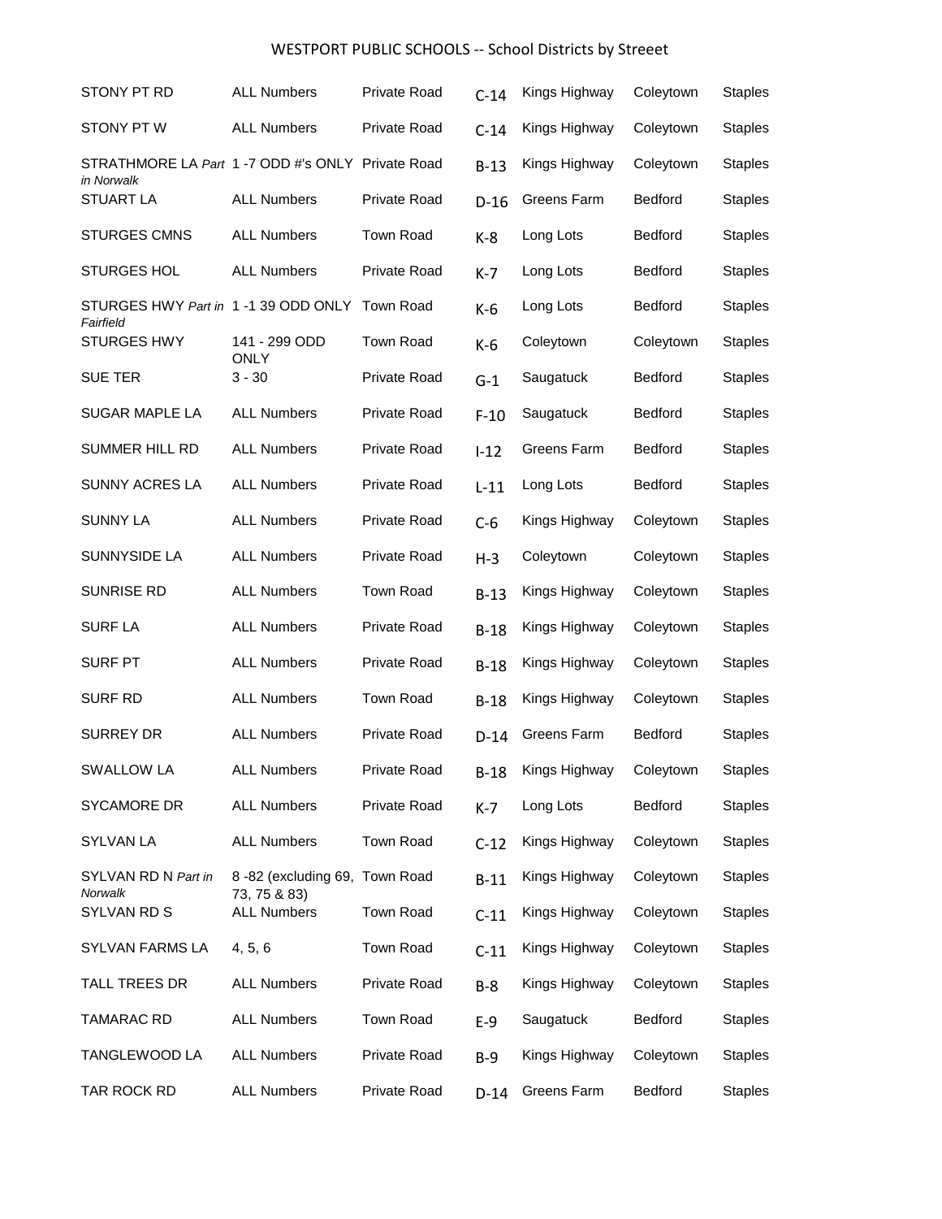# WESTPORT PUBLIC SCHOOLS -- School Districts by Streeet

| | | | | | | |
|---|---|---|---|---|---|---|
| STONY PT RD | ALL Numbers | Private Road | C-14 | Kings Highway | Coleytown | Staples |
| STONY PT W | ALL Numbers | Private Road | C-14 | Kings Highway | Coleytown | Staples |
| STRATHMORE LA *Part in Norwalk* | 1 -7 ODD #'s ONLY | Private Road | B-13 | Kings Highway | Coleytown | Staples |
| STUART LA | ALL Numbers | Private Road | D-16 | Greens Farm | Bedford | Staples |
| STURGES CMNS | ALL Numbers | Town Road | K-8 | Long Lots | Bedford | Staples |
| STURGES HOL | ALL Numbers | Private Road | K-7 | Long Lots | Bedford | Staples |
| STURGES HWY *Part in Fairfield* | 1 -1 39 ODD ONLY | Town Road | K-6 | Long Lots | Bedford | Staples |
| STURGES HWY | 141 - 299 ODD ONLY | Town Road | K-6 | Coleytown | Coleytown | Staples |
| SUE TER | 3 - 30 | Private Road | G-1 | Saugatuck | Bedford | Staples |
| SUGAR MAPLE LA | ALL Numbers | Private Road | F-10 | Saugatuck | Bedford | Staples |
| SUMMER HILL RD | ALL Numbers | Private Road | I-12 | Greens Farm | Bedford | Staples |
| SUNNY ACRES LA | ALL Numbers | Private Road | L-11 | Long Lots | Bedford | Staples |
| SUNNY LA | ALL Numbers | Private Road | C-6 | Kings Highway | Coleytown | Staples |
| SUNNYSIDE LA | ALL Numbers | Private Road | H-3 | Coleytown | Coleytown | Staples |
| SUNRISE RD | ALL Numbers | Town Road | B-13 | Kings Highway | Coleytown | Staples |
| SURF LA | ALL Numbers | Private Road | B-18 | Kings Highway | Coleytown | Staples |
| SURF PT | ALL Numbers | Private Road | B-18 | Kings Highway | Coleytown | Staples |
| SURF RD | ALL Numbers | Town Road | B-18 | Kings Highway | Coleytown | Staples |
| SURREY DR | ALL Numbers | Private Road | D-14 | Greens Farm | Bedford | Staples |
| SWALLOW LA | ALL Numbers | Private Road | B-18 | Kings Highway | Coleytown | Staples |
| SYCAMORE DR | ALL Numbers | Private Road | K-7 | Long Lots | Bedford | Staples |
| SYLVAN LA | ALL Numbers | Town Road | C-12 | Kings Highway | Coleytown | Staples |
| SYLVAN RD N *Part in Norwalk* | 8 -82 (excluding 69, 73, 75 & 83) | Town Road | B-11 | Kings Highway | Coleytown | Staples |
| SYLVAN RD S | ALL Numbers | Town Road | C-11 | Kings Highway | Coleytown | Staples |
| SYLVAN FARMS LA | 4, 5, 6 | Town Road | C-11 | Kings Highway | Coleytown | Staples |
| TALL TREES DR | ALL Numbers | Private Road | B-8 | Kings Highway | Coleytown | Staples |
| TAMARAC RD | ALL Numbers | Town Road | E-9 | Saugatuck | Bedford | Staples |
| TANGLEWOOD LA | ALL Numbers | Private Road | B-9 | Kings Highway | Coleytown | Staples |
| TAR ROCK RD | ALL Numbers | Private Road | D-14 | Greens Farm | Bedford | Staples |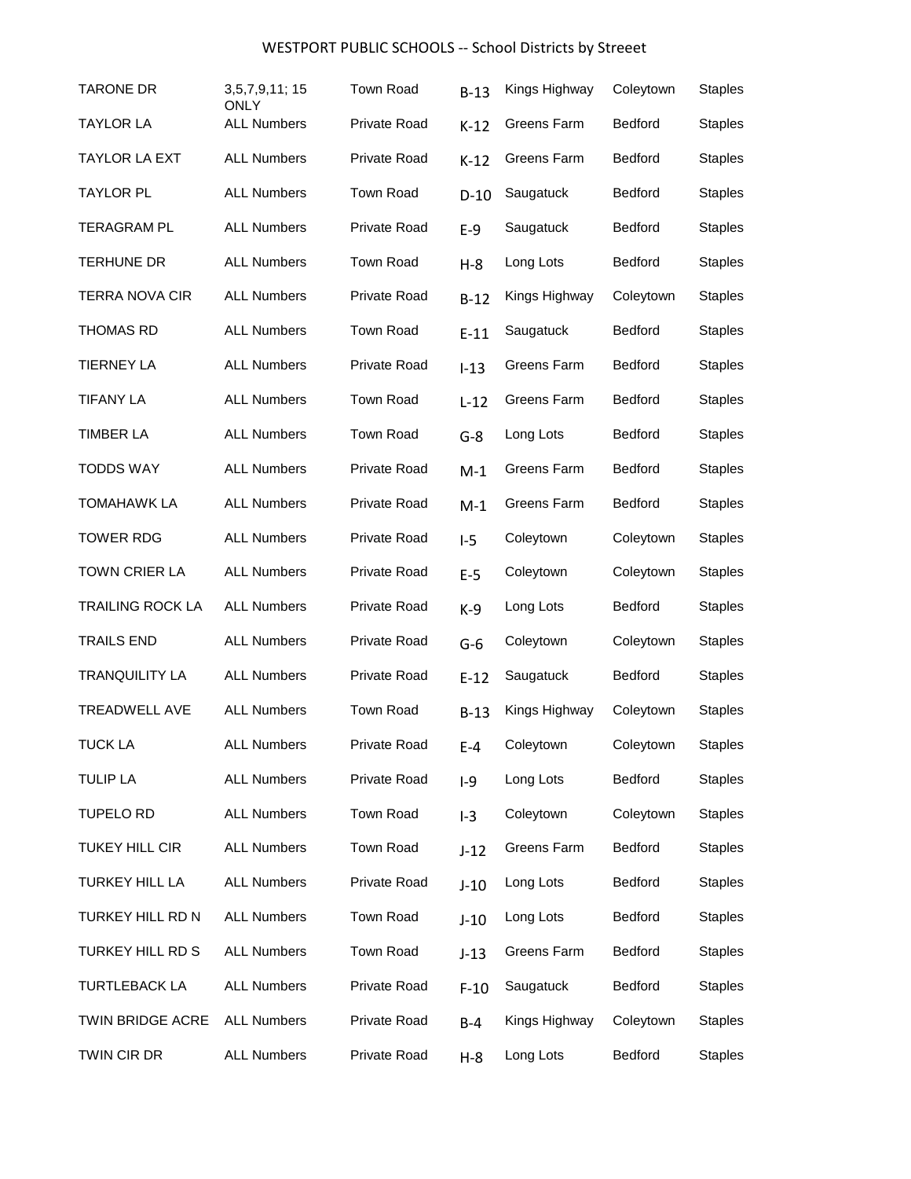WESTPORT PUBLIC SCHOOLS -- School Districts by Streeet

| | | | | | | |
|---|---|---|---|---|---|---|
| TARONE DR | 3,5,7,9,11; 15 ONLY | Town Road | B-13 | Kings Highway | Coleytown | Staples |
| TAYLOR LA | ALL Numbers | Private Road | K-12 | Greens Farm | Bedford | Staples |
| TAYLOR LA EXT | ALL Numbers | Private Road | K-12 | Greens Farm | Bedford | Staples |
| TAYLOR PL | ALL Numbers | Town Road | D-10 | Saugatuck | Bedford | Staples |
| TERAGRAM PL | ALL Numbers | Private Road | E-9 | Saugatuck | Bedford | Staples |
| TERHUNE DR | ALL Numbers | Town Road | H-8 | Long Lots | Bedford | Staples |
| TERRA NOVA CIR | ALL Numbers | Private Road | B-12 | Kings Highway | Coleytown | Staples |
| THOMAS RD | ALL Numbers | Town Road | E-11 | Saugatuck | Bedford | Staples |
| TIERNEY LA | ALL Numbers | Private Road | I-13 | Greens Farm | Bedford | Staples |
| TIFANY LA | ALL Numbers | Town Road | L-12 | Greens Farm | Bedford | Staples |
| TIMBER LA | ALL Numbers | Town Road | G-8 | Long Lots | Bedford | Staples |
| TODDS WAY | ALL Numbers | Private Road | M-1 | Greens Farm | Bedford | Staples |
| TOMAHAWK LA | ALL Numbers | Private Road | M-1 | Greens Farm | Bedford | Staples |
| TOWER RDG | ALL Numbers | Private Road | I-5 | Coleytown | Coleytown | Staples |
| TOWN CRIER LA | ALL Numbers | Private Road | E-5 | Coleytown | Coleytown | Staples |
| TRAILING ROCK LA | ALL Numbers | Private Road | K-9 | Long Lots | Bedford | Staples |
| TRAILS END | ALL Numbers | Private Road | G-6 | Coleytown | Coleytown | Staples |
| TRANQUILITY LA | ALL Numbers | Private Road | E-12 | Saugatuck | Bedford | Staples |
| TREADWELL AVE | ALL Numbers | Town Road | B-13 | Kings Highway | Coleytown | Staples |
| TUCK LA | ALL Numbers | Private Road | E-4 | Coleytown | Coleytown | Staples |
| TULIP LA | ALL Numbers | Private Road | I-9 | Long Lots | Bedford | Staples |
| TUPELO RD | ALL Numbers | Town Road | I-3 | Coleytown | Coleytown | Staples |
| TUKEY HILL CIR | ALL Numbers | Town Road | J-12 | Greens Farm | Bedford | Staples |
| TURKEY HILL LA | ALL Numbers | Private Road | J-10 | Long Lots | Bedford | Staples |
| TURKEY HILL RD N | ALL Numbers | Town Road | J-10 | Long Lots | Bedford | Staples |
| TURKEY HILL RD S | ALL Numbers | Town Road | J-13 | Greens Farm | Bedford | Staples |
| TURTLEBACK LA | ALL Numbers | Private Road | F-10 | Saugatuck | Bedford | Staples |
| TWIN BRIDGE ACRE | ALL Numbers | Private Road | B-4 | Kings Highway | Coleytown | Staples |
| TWIN CIR DR | ALL Numbers | Private Road | H-8 | Long Lots | Bedford | Staples |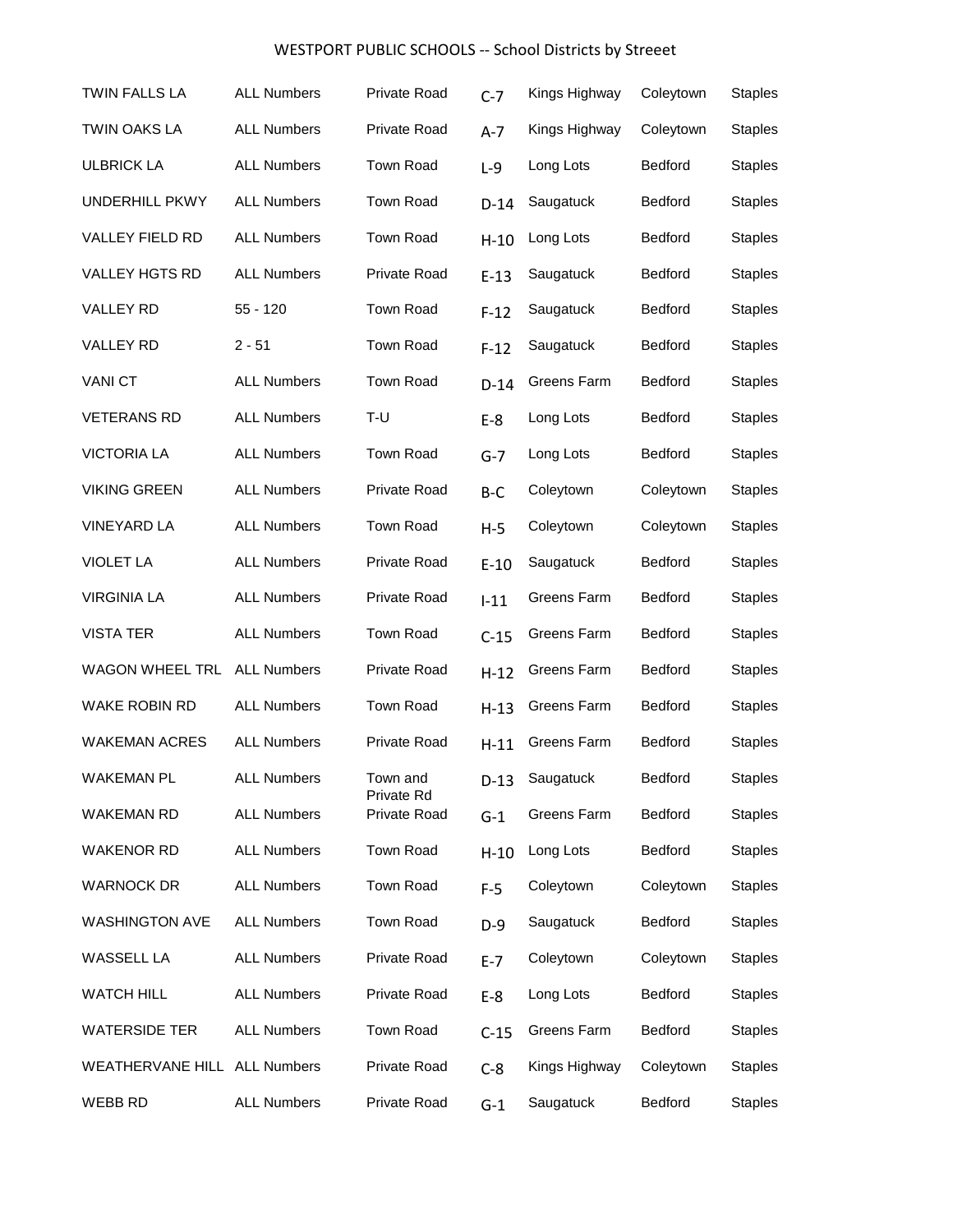# WESTPORT PUBLIC SCHOOLS -- School Districts by Streeet

| | | | | | | |
|---|---|---|---|---|---|---|
| TWIN FALLS LA | ALL Numbers | Private Road | C-7 | Kings Highway | Coleytown | Staples |
| TWIN OAKS LA | ALL Numbers | Private Road | A-7 | Kings Highway | Coleytown | Staples |
| ULBRICK LA | ALL Numbers | Town Road | L-9 | Long Lots | Bedford | Staples |
| UNDERHILL PKWY | ALL Numbers | Town Road | D-14 | Saugatuck | Bedford | Staples |
| VALLEY FIELD RD | ALL Numbers | Town Road | H-10 | Long Lots | Bedford | Staples |
| VALLEY HGTS RD | ALL Numbers | Private Road | E-13 | Saugatuck | Bedford | Staples |
| VALLEY RD | 55 - 120 | Town Road | F-12 | Saugatuck | Bedford | Staples |
| VALLEY RD | 2 - 51 | Town Road | F-12 | Saugatuck | Bedford | Staples |
| VANI CT | ALL Numbers | Town Road | D-14 | Greens Farm | Bedford | Staples |
| VETERANS RD | ALL Numbers | T-U | E-8 | Long Lots | Bedford | Staples |
| VICTORIA LA | ALL Numbers | Town Road | G-7 | Long Lots | Bedford | Staples |
| VIKING GREEN | ALL Numbers | Private Road | B-C | Coleytown | Coleytown | Staples |
| VINEYARD LA | ALL Numbers | Town Road | H-5 | Coleytown | Coleytown | Staples |
| VIOLET LA | ALL Numbers | Private Road | E-10 | Saugatuck | Bedford | Staples |
| VIRGINIA LA | ALL Numbers | Private Road | I-11 | Greens Farm | Bedford | Staples |
| VISTA TER | ALL Numbers | Town Road | C-15 | Greens Farm | Bedford | Staples |
| WAGON WHEEL TRL | ALL Numbers | Private Road | H-12 | Greens Farm | Bedford | Staples |
| WAKE ROBIN RD | ALL Numbers | Town Road | H-13 | Greens Farm | Bedford | Staples |
| WAKEMAN ACRES | ALL Numbers | Private Road | H-11 | Greens Farm | Bedford | Staples |
| WAKEMAN PL | ALL Numbers | Town and Private Rd | D-13 | Saugatuck | Bedford | Staples |
| WAKEMAN RD | ALL Numbers | Private Road | G-1 | Greens Farm | Bedford | Staples |
| WAKENOR RD | ALL Numbers | Town Road | H-10 | Long Lots | Bedford | Staples |
| WARNOCK DR | ALL Numbers | Town Road | F-5 | Coleytown | Coleytown | Staples |
| WASHINGTON AVE | ALL Numbers | Town Road | D-9 | Saugatuck | Bedford | Staples |
| WASSELL LA | ALL Numbers | Private Road | E-7 | Coleytown | Coleytown | Staples |
| WATCH HILL | ALL Numbers | Private Road | E-8 | Long Lots | Bedford | Staples |
| WATERSIDE TER | ALL Numbers | Town Road | C-15 | Greens Farm | Bedford | Staples |
| WEATHERVANE HILL | ALL Numbers | Private Road | C-8 | Kings Highway | Coleytown | Staples |
| WEBB RD | ALL Numbers | Private Road | G-1 | Saugatuck | Bedford | Staples |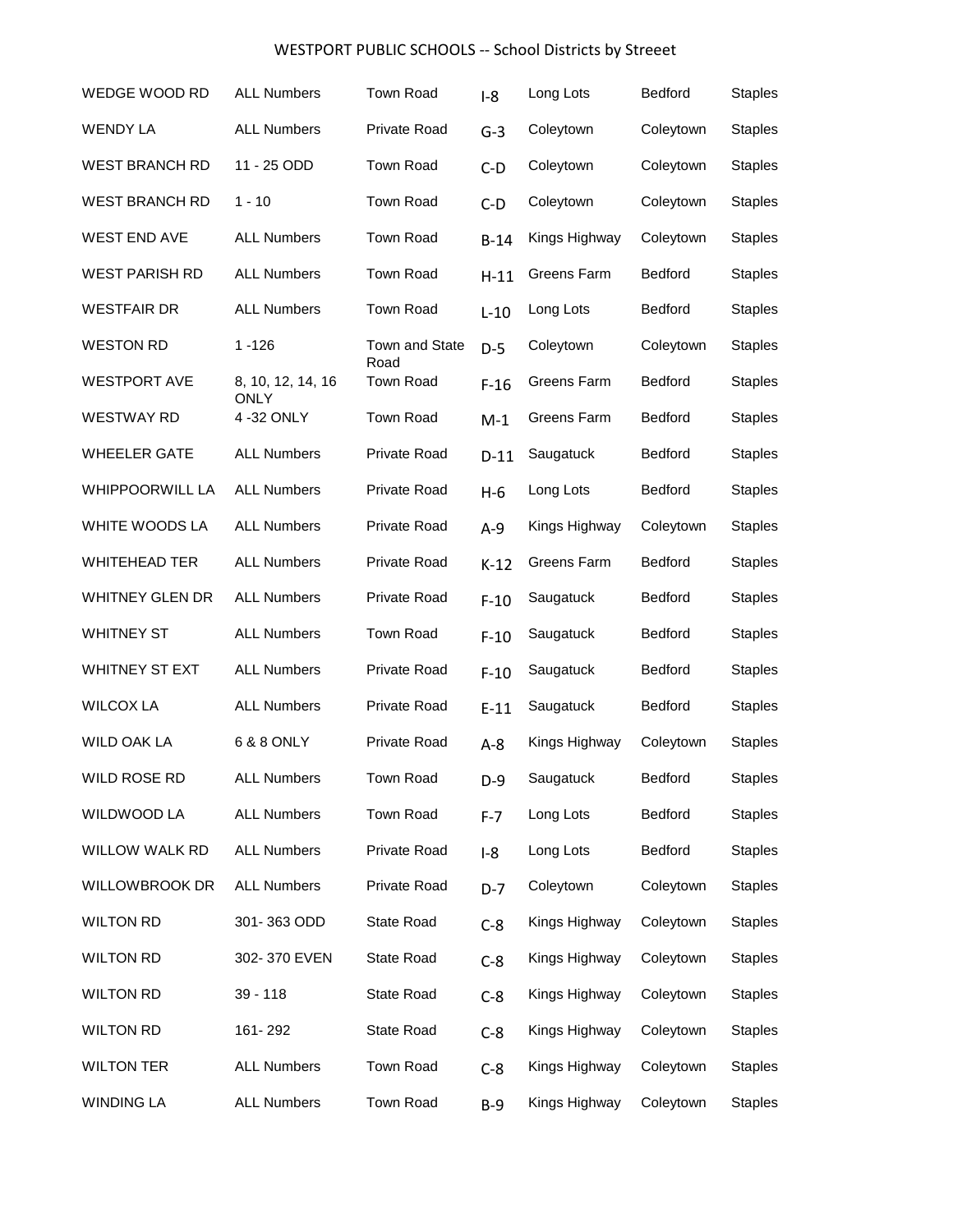WESTPORT PUBLIC SCHOOLS -- School Districts by Streeet

| | | | | | | |
|---|---|---|---|---|---|---|
| WEDGE WOOD RD | ALL Numbers | Town Road | I-8 | Long Lots | Bedford | Staples |
| WENDY LA | ALL Numbers | Private Road | G-3 | Coleytown | Coleytown | Staples |
| WEST BRANCH RD | 11 - 25 ODD | Town Road | C-D | Coleytown | Coleytown | Staples |
| WEST BRANCH RD | 1 - 10 | Town Road | C-D | Coleytown | Coleytown | Staples |
| WEST END AVE | ALL Numbers | Town Road | B-14 | Kings Highway | Coleytown | Staples |
| WEST PARISH RD | ALL Numbers | Town Road | H-11 | Greens Farm | Bedford | Staples |
| WESTFAIR DR | ALL Numbers | Town Road | L-10 | Long Lots | Bedford | Staples |
| WESTON RD | 1 -126 | Town and State Road | D-5 | Coleytown | Coleytown | Staples |
| WESTPORT AVE | 8, 10, 12, 14, 16 ONLY | Town Road | F-16 | Greens Farm | Bedford | Staples |
| WESTWAY RD | 4 -32 ONLY | Town Road | M-1 | Greens Farm | Bedford | Staples |
| WHEELER GATE | ALL Numbers | Private Road | D-11 | Saugatuck | Bedford | Staples |
| WHIPPOORWILL LA | ALL Numbers | Private Road | H-6 | Long Lots | Bedford | Staples |
| WHITE WOODS LA | ALL Numbers | Private Road | A-9 | Kings Highway | Coleytown | Staples |
| WHITEHEAD TER | ALL Numbers | Private Road | K-12 | Greens Farm | Bedford | Staples |
| WHITNEY GLEN DR | ALL Numbers | Private Road | F-10 | Saugatuck | Bedford | Staples |
| WHITNEY ST | ALL Numbers | Town Road | F-10 | Saugatuck | Bedford | Staples |
| WHITNEY ST EXT | ALL Numbers | Private Road | F-10 | Saugatuck | Bedford | Staples |
| WILCOX LA | ALL Numbers | Private Road | E-11 | Saugatuck | Bedford | Staples |
| WILD OAK LA | 6 & 8 ONLY | Private Road | A-8 | Kings Highway | Coleytown | Staples |
| WILD ROSE RD | ALL Numbers | Town Road | D-9 | Saugatuck | Bedford | Staples |
| WILDWOOD LA | ALL Numbers | Town Road | F-7 | Long Lots | Bedford | Staples |
| WILLOW WALK RD | ALL Numbers | Private Road | I-8 | Long Lots | Bedford | Staples |
| WILLOWBROOK DR | ALL Numbers | Private Road | D-7 | Coleytown | Coleytown | Staples |
| WILTON RD | 301- 363 ODD | State Road | C-8 | Kings Highway | Coleytown | Staples |
| WILTON RD | 302- 370 EVEN | State Road | C-8 | Kings Highway | Coleytown | Staples |
| WILTON RD | 39 - 118 | State Road | C-8 | Kings Highway | Coleytown | Staples |
| WILTON RD | 161- 292 | State Road | C-8 | Kings Highway | Coleytown | Staples |
| WILTON TER | ALL Numbers | Town Road | C-8 | Kings Highway | Coleytown | Staples |
| WINDING LA | ALL Numbers | Town Road | B-9 | Kings Highway | Coleytown | Staples |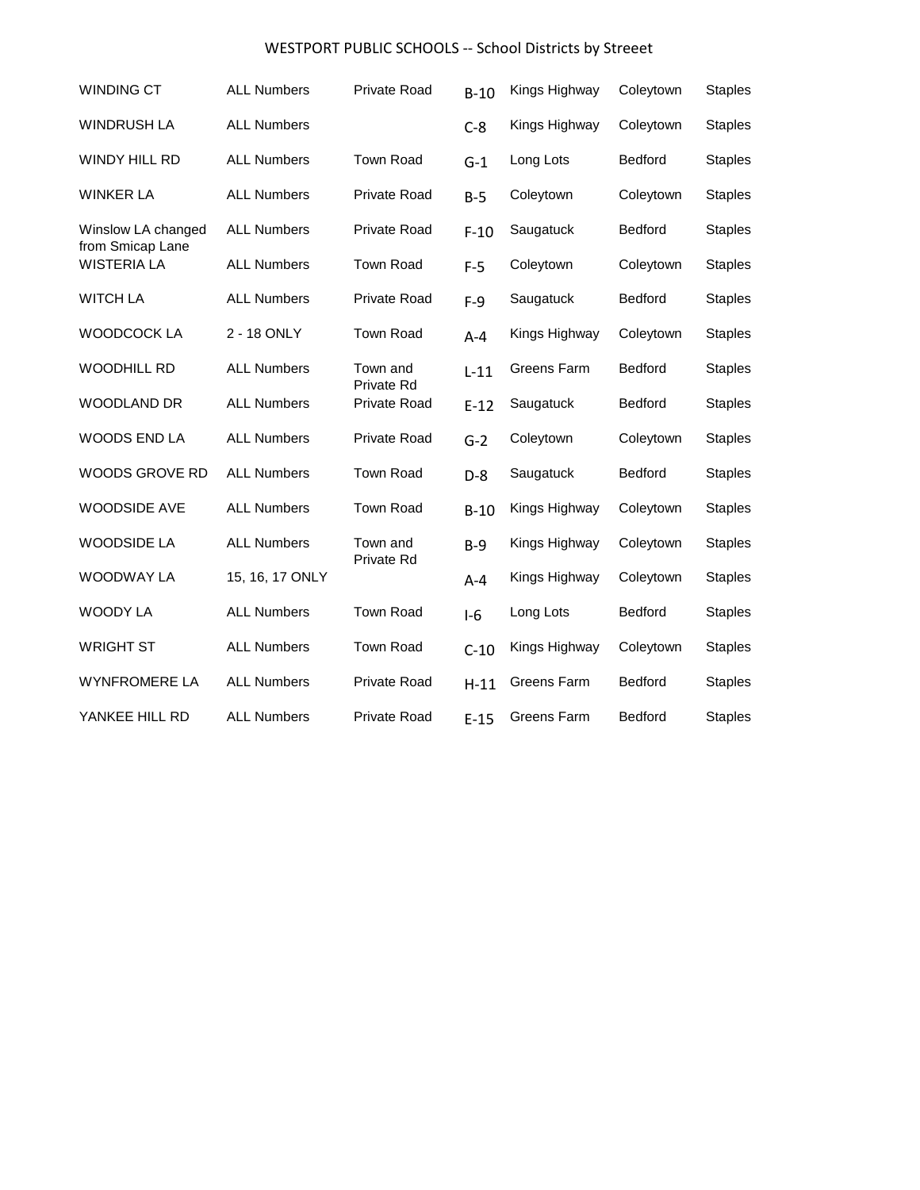WESTPORT PUBLIC SCHOOLS -- School Districts by Streeet

| | | | | | | |
|---|---|---|---|---|---|---|
| WINDING CT | ALL Numbers | Private Road | B-10 | Kings Highway | Coleytown | Staples |
| WINDRUSH LA | ALL Numbers | | C-8 | Kings Highway | Coleytown | Staples |
| WINDY HILL RD | ALL Numbers | Town Road | G-1 | Long Lots | Bedford | Staples |
| WINKER LA | ALL Numbers | Private Road | B-5 | Coleytown | Coleytown | Staples |
| Winslow LA changed from Smicap Lane | ALL Numbers | Private Road | F-10 | Saugatuck | Bedford | Staples |
| WISTERIA LA | ALL Numbers | Town Road | F-5 | Coleytown | Coleytown | Staples |
| WITCH LA | ALL Numbers | Private Road | F-9 | Saugatuck | Bedford | Staples |
| WOODCOCK LA | 2 - 18 ONLY | Town Road | A-4 | Kings Highway | Coleytown | Staples |
| WOODHILL RD | ALL Numbers | Town and Private Rd | L-11 | Greens Farm | Bedford | Staples |
| WOODLAND DR | ALL Numbers | Private Road | E-12 | Saugatuck | Bedford | Staples |
| WOODS END LA | ALL Numbers | Private Road | G-2 | Coleytown | Coleytown | Staples |
| WOODS GROVE RD | ALL Numbers | Town Road | D-8 | Saugatuck | Bedford | Staples |
| WOODSIDE AVE | ALL Numbers | Town Road | B-10 | Kings Highway | Coleytown | Staples |
| WOODSIDE LA | ALL Numbers | Town and Private Rd | B-9 | Kings Highway | Coleytown | Staples |
| WOODWAY LA | 15, 16, 17 ONLY | | A-4 | Kings Highway | Coleytown | Staples |
| WOODY LA | ALL Numbers | Town Road | I-6 | Long Lots | Bedford | Staples |
| WRIGHT ST | ALL Numbers | Town Road | C-10 | Kings Highway | Coleytown | Staples |
| WYNFROMERE LA | ALL Numbers | Private Road | H-11 | Greens Farm | Bedford | Staples |
| YANKEE HILL RD | ALL Numbers | Private Road | E-15 | Greens Farm | Bedford | Staples |